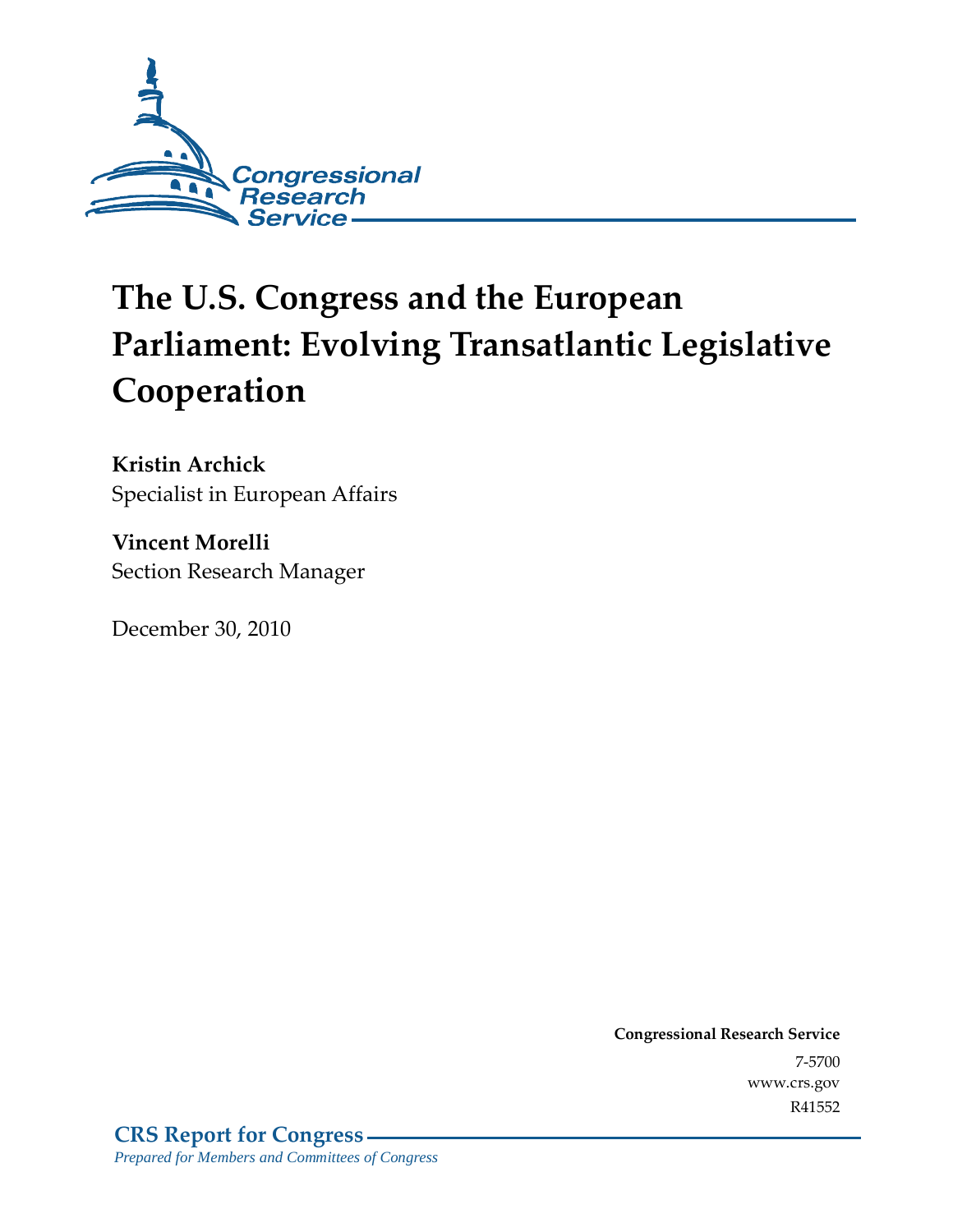Congressional Research Service

# The U.S. Congress and the European Parliament: Evolving Transatlantic Legislative Cooperation

**Kristin Archick**
Specialist in European Affairs

**Vincent Morelli**
Section Research Manager

December 30, 2010

**Congressional Research Service**
7-5700
www.crs.gov
R41552

**CRS Report for Congress**
*Prepared for Members and Committees of Congress*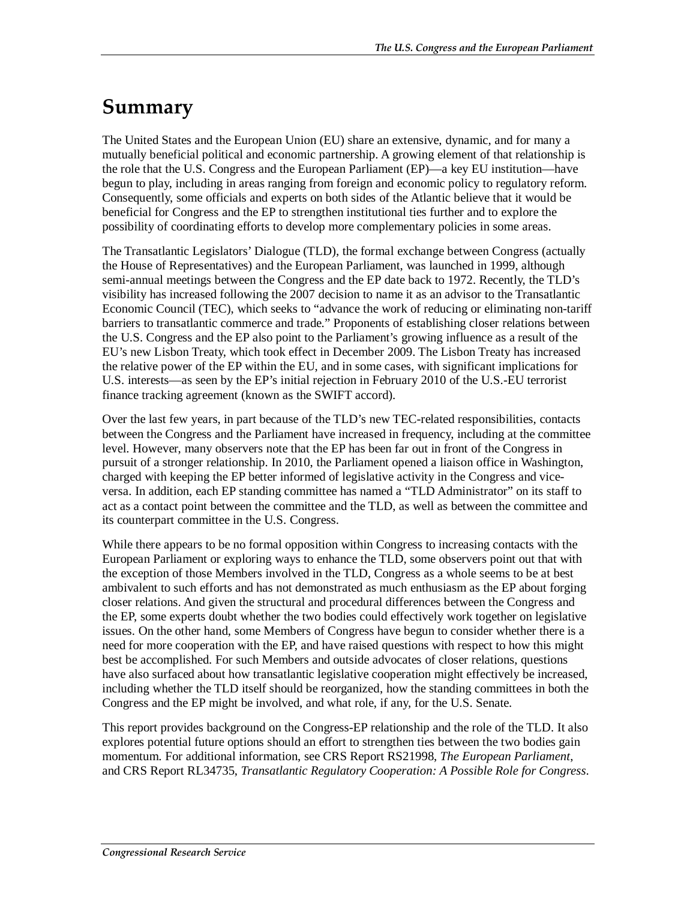# Summary

The United States and the European Union (EU) share an extensive, dynamic, and for many a mutually beneficial political and economic partnership. A growing element of that relationship is the role that the U.S. Congress and the European Parliament (EP)—a key EU institution—have begun to play, including in areas ranging from foreign and economic policy to regulatory reform. Consequently, some officials and experts on both sides of the Atlantic believe that it would be beneficial for Congress and the EP to strengthen institutional ties further and to explore the possibility of coordinating efforts to develop more complementary policies in some areas.

The Transatlantic Legislators' Dialogue (TLD), the formal exchange between Congress (actually the House of Representatives) and the European Parliament, was launched in 1999, although semi-annual meetings between the Congress and the EP date back to 1972. Recently, the TLD's visibility has increased following the 2007 decision to name it as an advisor to the Transatlantic Economic Council (TEC), which seeks to "advance the work of reducing or eliminating non-tariff barriers to transatlantic commerce and trade." Proponents of establishing closer relations between the U.S. Congress and the EP also point to the Parliament's growing influence as a result of the EU's new Lisbon Treaty, which took effect in December 2009. The Lisbon Treaty has increased the relative power of the EP within the EU, and in some cases, with significant implications for U.S. interests—as seen by the EP's initial rejection in February 2010 of the U.S.-EU terrorist finance tracking agreement (known as the SWIFT accord).

Over the last few years, in part because of the TLD's new TEC-related responsibilities, contacts between the Congress and the Parliament have increased in frequency, including at the committee level. However, many observers note that the EP has been far out in front of the Congress in pursuit of a stronger relationship. In 2010, the Parliament opened a liaison office in Washington, charged with keeping the EP better informed of legislative activity in the Congress and vice-versa. In addition, each EP standing committee has named a "TLD Administrator" on its staff to act as a contact point between the committee and the TLD, as well as between the committee and its counterpart committee in the U.S. Congress.

While there appears to be no formal opposition within Congress to increasing contacts with the European Parliament or exploring ways to enhance the TLD, some observers point out that with the exception of those Members involved in the TLD, Congress as a whole seems to be at best ambivalent to such efforts and has not demonstrated as much enthusiasm as the EP about forging closer relations. And given the structural and procedural differences between the Congress and the EP, some experts doubt whether the two bodies could effectively work together on legislative issues. On the other hand, some Members of Congress have begun to consider whether there is a need for more cooperation with the EP, and have raised questions with respect to how this might best be accomplished. For such Members and outside advocates of closer relations, questions have also surfaced about how transatlantic legislative cooperation might effectively be increased, including whether the TLD itself should be reorganized, how the standing committees in both the Congress and the EP might be involved, and what role, if any, for the U.S. Senate.

This report provides background on the Congress-EP relationship and the role of the TLD. It also explores potential future options should an effort to strengthen ties between the two bodies gain momentum. For additional information, see CRS Report RS21998, *The European Parliament*, and CRS Report RL34735, *Transatlantic Regulatory Cooperation: A Possible Role for Congress*.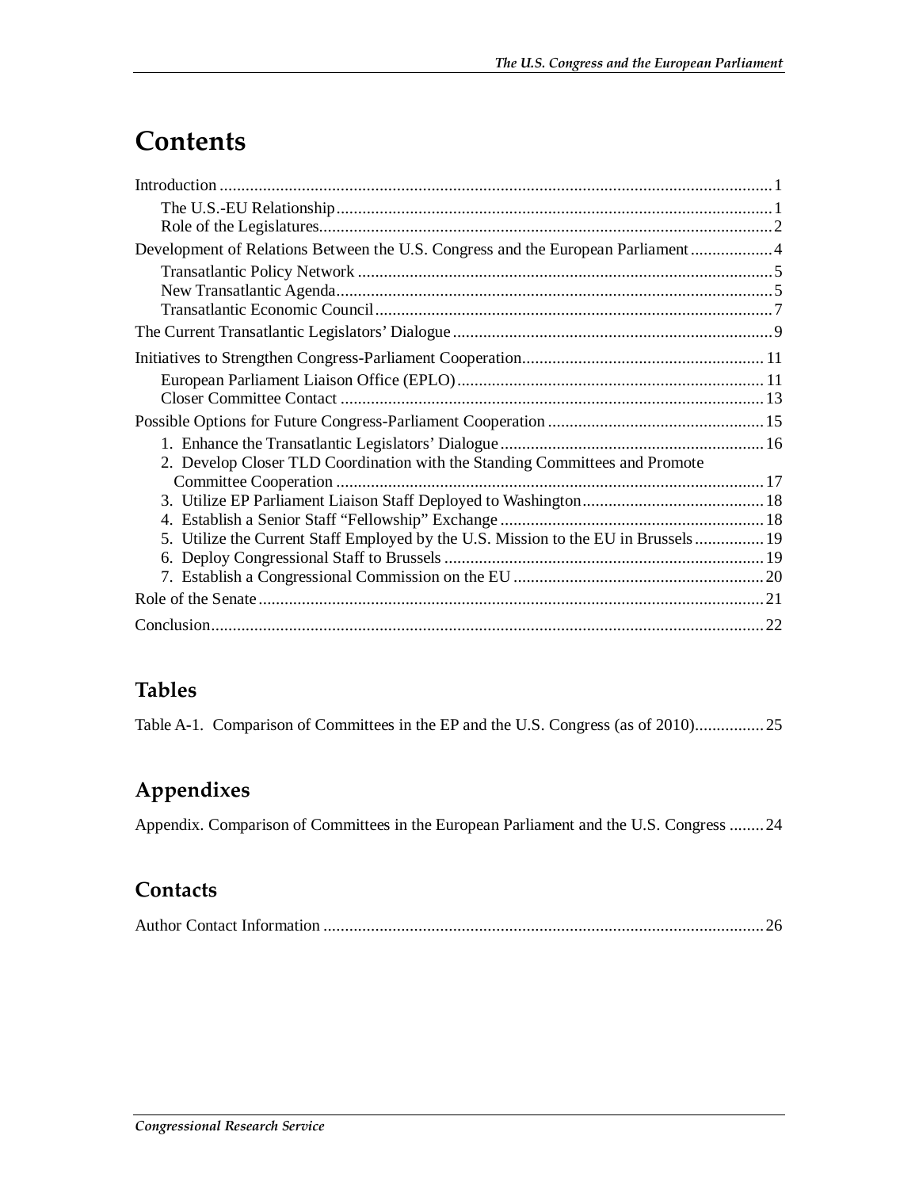# Contents

Introduction ........................................................................................................................ 1

- The U.S.-EU Relationship ..................................................................................... 1
- Role of the Legislatures ......................................................................................... 2

Development of Relations Between the U.S. Congress and the European Parliament ................... 4

- Transatlantic Policy Network ................................................................................ 5
- New Transatlantic Agenda ..................................................................................... 5
- Transatlantic Economic Council ............................................................................ 7

The Current Transatlantic Legislators' Dialogue ........................................................................... 9

Initiatives to Strengthen Congress-Parliament Cooperation ......................................................... 11

- European Parliament Liaison Office (EPLO) ...................................................................... 11
- Closer Committee Contact .................................................................................. 13

Possible Options for Future Congress-Parliament Cooperation .................................................. 15

- 1. Enhance the Transatlantic Legislators' Dialogue ............................................................ 16
- 2. Develop Closer TLD Coordination with the Standing Committees and Promote Committee Cooperation .................................................................................. 17
- 3. Utilize EP Parliament Liaison Staff Deployed to Washington .......................................... 18
- 4. Establish a Senior Staff "Fellowship" Exchange ............................................................. 18
- 5. Utilize the Current Staff Employed by the U.S. Mission to the EU in Brussels ................ 19
- 6. Deploy Congressional Staff to Brussels .......................................................................... 19
- 7. Establish a Congressional Commission on the EU .......................................................... 20

Role of the Senate .................................................................................................................. 21

Conclusion ............................................................................................................................... 22

## Tables

Table A-1. Comparison of Committees in the EP and the U.S. Congress (as of 2010) ................ 25

## Appendixes

Appendix. Comparison of Committees in the European Parliament and the U.S. Congress ........ 24

## Contacts

Author Contact Information ...................................................................................................... 26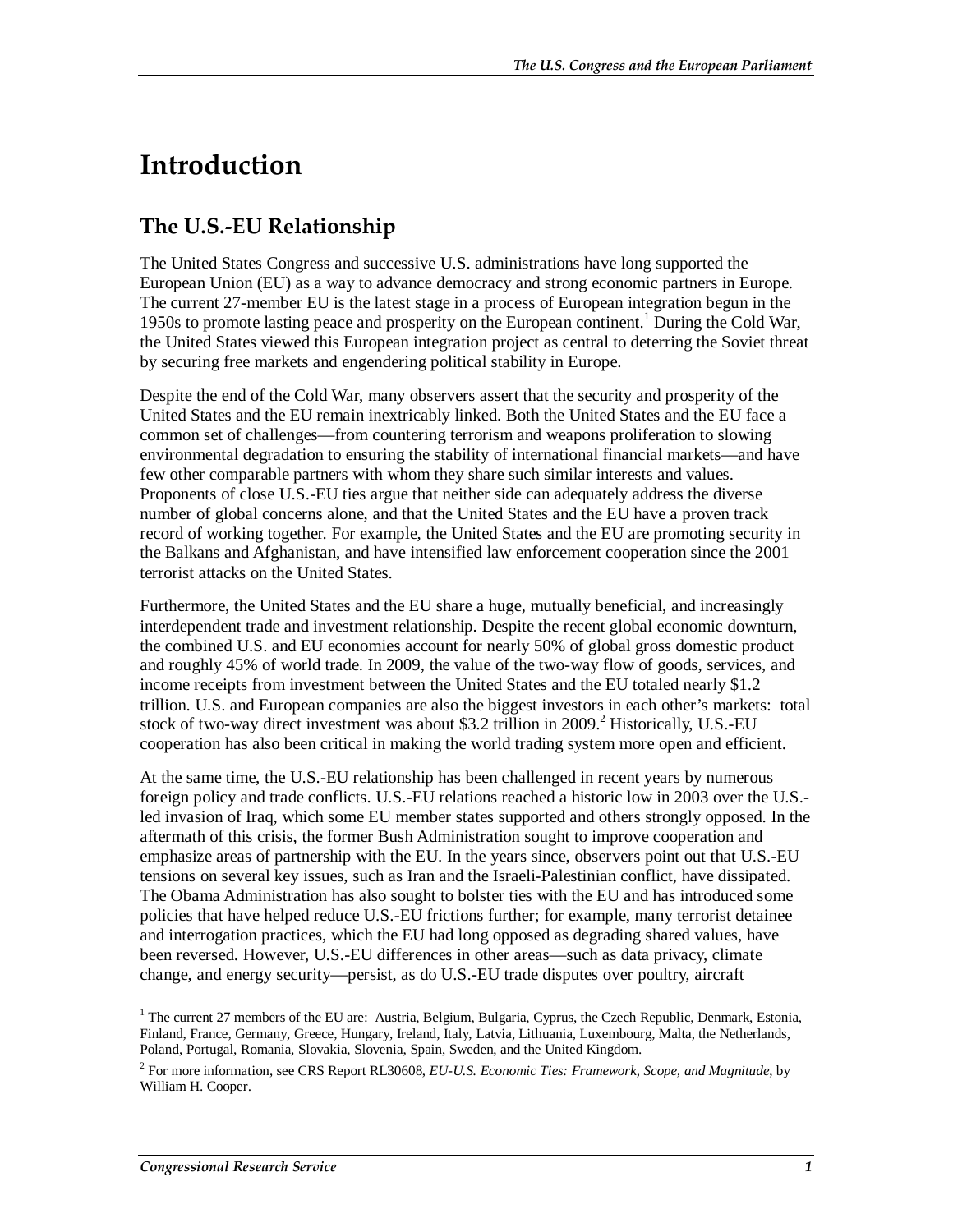# Introduction

## The U.S.-EU Relationship

The United States Congress and successive U.S. administrations have long supported the European Union (EU) as a way to advance democracy and strong economic partners in Europe. The current 27-member EU is the latest stage in a process of European integration begun in the 1950s to promote lasting peace and prosperity on the European continent.[1] During the Cold War, the United States viewed this European integration project as central to deterring the Soviet threat by securing free markets and engendering political stability in Europe.

Despite the end of the Cold War, many observers assert that the security and prosperity of the United States and the EU remain inextricably linked. Both the United States and the EU face a common set of challenges—from countering terrorism and weapons proliferation to slowing environmental degradation to ensuring the stability of international financial markets—and have few other comparable partners with whom they share such similar interests and values. Proponents of close U.S.-EU ties argue that neither side can adequately address the diverse number of global concerns alone, and that the United States and the EU have a proven track record of working together. For example, the United States and the EU are promoting security in the Balkans and Afghanistan, and have intensified law enforcement cooperation since the 2001 terrorist attacks on the United States.

Furthermore, the United States and the EU share a huge, mutually beneficial, and increasingly interdependent trade and investment relationship. Despite the recent global economic downturn, the combined U.S. and EU economies account for nearly 50% of global gross domestic product and roughly 45% of world trade. In 2009, the value of the two-way flow of goods, services, and income receipts from investment between the United States and the EU totaled nearly $1.2 trillion. U.S. and European companies are also the biggest investors in each other's markets: total stock of two-way direct investment was about $3.2 trillion in 2009.[2] Historically, U.S.-EU cooperation has also been critical in making the world trading system more open and efficient.

At the same time, the U.S.-EU relationship has been challenged in recent years by numerous foreign policy and trade conflicts. U.S.-EU relations reached a historic low in 2003 over the U.S.-led invasion of Iraq, which some EU member states supported and others strongly opposed. In the aftermath of this crisis, the former Bush Administration sought to improve cooperation and emphasize areas of partnership with the EU. In the years since, observers point out that U.S.-EU tensions on several key issues, such as Iran and the Israeli-Palestinian conflict, have dissipated. The Obama Administration has also sought to bolster ties with the EU and has introduced some policies that have helped reduce U.S.-EU frictions further; for example, many terrorist detainee and interrogation practices, which the EU had long opposed as degrading shared values, have been reversed. However, U.S.-EU differences in other areas—such as data privacy, climate change, and energy security—persist, as do U.S.-EU trade disputes over poultry, aircraft

---

[1] The current 27 members of the EU are: Austria, Belgium, Bulgaria, Cyprus, the Czech Republic, Denmark, Estonia, Finland, France, Germany, Greece, Hungary, Ireland, Italy, Latvia, Lithuania, Luxembourg, Malta, the Netherlands, Poland, Portugal, Romania, Slovakia, Slovenia, Spain, Sweden, and the United Kingdom.

[2] For more information, see CRS Report RL30608, *EU-U.S. Economic Ties: Framework, Scope, and Magnitude*, by William H. Cooper.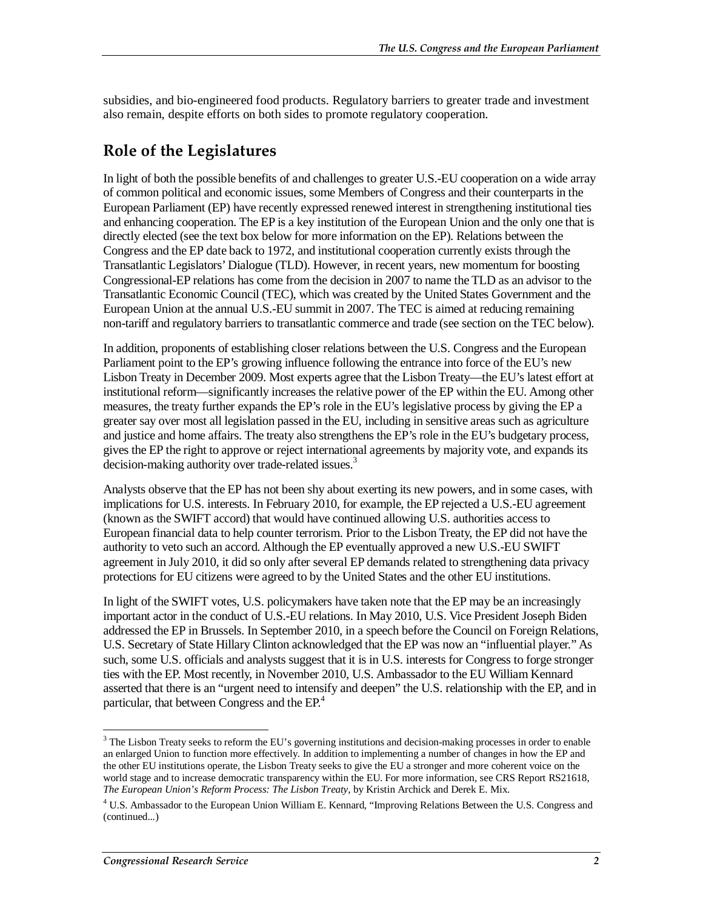subsidies, and bio-engineered food products. Regulatory barriers to greater trade and investment also remain, despite efforts on both sides to promote regulatory cooperation.

## Role of the Legislatures

In light of both the possible benefits of and challenges to greater U.S.-EU cooperation on a wide array of common political and economic issues, some Members of Congress and their counterparts in the European Parliament (EP) have recently expressed renewed interest in strengthening institutional ties and enhancing cooperation. The EP is a key institution of the European Union and the only one that is directly elected (see the text box below for more information on the EP). Relations between the Congress and the EP date back to 1972, and institutional cooperation currently exists through the Transatlantic Legislators' Dialogue (TLD). However, in recent years, new momentum for boosting Congressional-EP relations has come from the decision in 2007 to name the TLD as an advisor to the Transatlantic Economic Council (TEC), which was created by the United States Government and the European Union at the annual U.S.-EU summit in 2007. The TEC is aimed at reducing remaining non-tariff and regulatory barriers to transatlantic commerce and trade (see section on the TEC below).

In addition, proponents of establishing closer relations between the U.S. Congress and the European Parliament point to the EP's growing influence following the entrance into force of the EU's new Lisbon Treaty in December 2009. Most experts agree that the Lisbon Treaty—the EU's latest effort at institutional reform—significantly increases the relative power of the EP within the EU. Among other measures, the treaty further expands the EP's role in the EU's legislative process by giving the EP a greater say over most all legislation passed in the EU, including in sensitive areas such as agriculture and justice and home affairs. The treaty also strengthens the EP's role in the EU's budgetary process, gives the EP the right to approve or reject international agreements by majority vote, and expands its decision-making authority over trade-related issues.[3]

Analysts observe that the EP has not been shy about exerting its new powers, and in some cases, with implications for U.S. interests. In February 2010, for example, the EP rejected a U.S.-EU agreement (known as the SWIFT accord) that would have continued allowing U.S. authorities access to European financial data to help counter terrorism. Prior to the Lisbon Treaty, the EP did not have the authority to veto such an accord. Although the EP eventually approved a new U.S.-EU SWIFT agreement in July 2010, it did so only after several EP demands related to strengthening data privacy protections for EU citizens were agreed to by the United States and the other EU institutions.

In light of the SWIFT votes, U.S. policymakers have taken note that the EP may be an increasingly important actor in the conduct of U.S.-EU relations. In May 2010, U.S. Vice President Joseph Biden addressed the EP in Brussels. In September 2010, in a speech before the Council on Foreign Relations, U.S. Secretary of State Hillary Clinton acknowledged that the EP was now an "influential player." As such, some U.S. officials and analysts suggest that it is in U.S. interests for Congress to forge stronger ties with the EP. Most recently, in November 2010, U.S. Ambassador to the EU William Kennard asserted that there is an "urgent need to intensify and deepen" the U.S. relationship with the EP, and in particular, that between Congress and the EP.[4]

---

[3] The Lisbon Treaty seeks to reform the EU's governing institutions and decision-making processes in order to enable an enlarged Union to function more effectively. In addition to implementing a number of changes in how the EP and the other EU institutions operate, the Lisbon Treaty seeks to give the EU a stronger and more coherent voice on the world stage and to increase democratic transparency within the EU. For more information, see CRS Report RS21618, *The European Union's Reform Process: The Lisbon Treaty*, by Kristin Archick and Derek E. Mix.

[4] U.S. Ambassador to the European Union William E. Kennard, "Improving Relations Between the U.S. Congress and (continued...)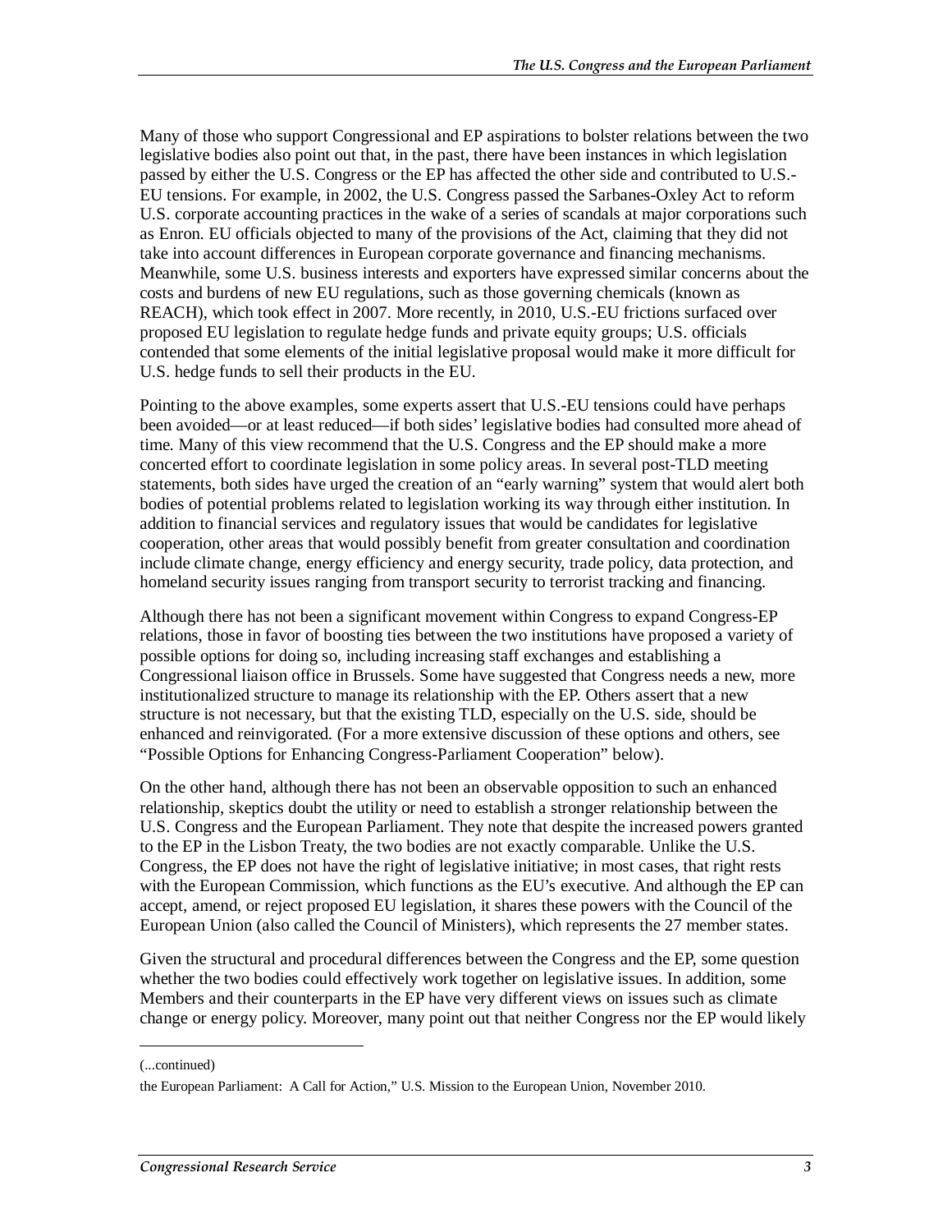Many of those who support Congressional and EP aspirations to bolster relations between the two legislative bodies also point out that, in the past, there have been instances in which legislation passed by either the U.S. Congress or the EP has affected the other side and contributed to U.S.-EU tensions. For example, in 2002, the U.S. Congress passed the Sarbanes-Oxley Act to reform U.S. corporate accounting practices in the wake of a series of scandals at major corporations such as Enron. EU officials objected to many of the provisions of the Act, claiming that they did not take into account differences in European corporate governance and financing mechanisms. Meanwhile, some U.S. business interests and exporters have expressed similar concerns about the costs and burdens of new EU regulations, such as those governing chemicals (known as REACH), which took effect in 2007. More recently, in 2010, U.S.-EU frictions surfaced over proposed EU legislation to regulate hedge funds and private equity groups; U.S. officials contended that some elements of the initial legislative proposal would make it more difficult for U.S. hedge funds to sell their products in the EU.

Pointing to the above examples, some experts assert that U.S.-EU tensions could have perhaps been avoided—or at least reduced—if both sides' legislative bodies had consulted more ahead of time. Many of this view recommend that the U.S. Congress and the EP should make a more concerted effort to coordinate legislation in some policy areas. In several post-TLD meeting statements, both sides have urged the creation of an "early warning" system that would alert both bodies of potential problems related to legislation working its way through either institution. In addition to financial services and regulatory issues that would be candidates for legislative cooperation, other areas that would possibly benefit from greater consultation and coordination include climate change, energy efficiency and energy security, trade policy, data protection, and homeland security issues ranging from transport security to terrorist tracking and financing.

Although there has not been a significant movement within Congress to expand Congress-EP relations, those in favor of boosting ties between the two institutions have proposed a variety of possible options for doing so, including increasing staff exchanges and establishing a Congressional liaison office in Brussels. Some have suggested that Congress needs a new, more institutionalized structure to manage its relationship with the EP. Others assert that a new structure is not necessary, but that the existing TLD, especially on the U.S. side, should be enhanced and reinvigorated. (For a more extensive discussion of these options and others, see "Possible Options for Enhancing Congress-Parliament Cooperation" below).

On the other hand, although there has not been an observable opposition to such an enhanced relationship, skeptics doubt the utility or need to establish a stronger relationship between the U.S. Congress and the European Parliament. They note that despite the increased powers granted to the EP in the Lisbon Treaty, the two bodies are not exactly comparable. Unlike the U.S. Congress, the EP does not have the right of legislative initiative; in most cases, that right rests with the European Commission, which functions as the EU's executive. And although the EP can accept, amend, or reject proposed EU legislation, it shares these powers with the Council of the European Union (also called the Council of Ministers), which represents the 27 member states.

Given the structural and procedural differences between the Congress and the EP, some question whether the two bodies could effectively work together on legislative issues. In addition, some Members and their counterparts in the EP have very different views on issues such as climate change or energy policy. Moreover, many point out that neither Congress nor the EP would likely

(...continued)

the European Parliament: A Call for Action," U.S. Mission to the European Union, November 2010.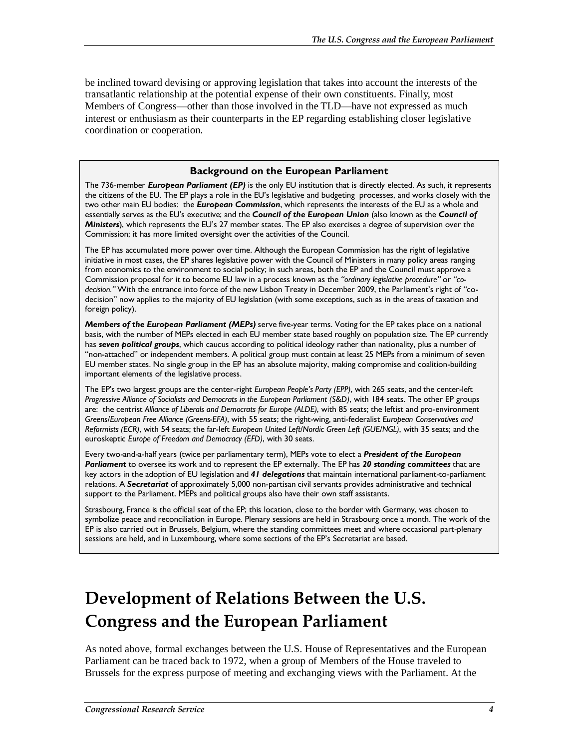be inclined toward devising or approving legislation that takes into account the interests of the transatlantic relationship at the potential expense of their own constituents. Finally, most Members of Congress—other than those involved in the TLD—have not expressed as much interest or enthusiasm as their counterparts in the EP regarding establishing closer legislative coordination or cooperation.

> **Background on the European Parliament**
>
> The 736-member ***European Parliament (EP)*** is the only EU institution that is directly elected. As such, it represents the citizens of the EU. The EP plays a role in the EU's legislative and budgeting processes, and works closely with the two other main EU bodies: the ***European Commission***, which represents the interests of the EU as a whole and essentially serves as the EU's executive; and the ***Council of the European Union*** (also known as the ***Council of Ministers***), which represents the EU's 27 member states. The EP also exercises a degree of supervision over the Commission; it has more limited oversight over the activities of the Council.
>
> The EP has accumulated more power over time. Although the European Commission has the right of legislative initiative in most cases, the EP shares legislative power with the Council of Ministers in many policy areas ranging from economics to the environment to social policy; in such areas, both the EP and the Council must approve a Commission proposal for it to become EU law in a process known as the *"ordinary legislative procedure"* or *"co-decision."* With the entrance into force of the new Lisbon Treaty in December 2009, the Parliament's right of "co-decision" now applies to the majority of EU legislation (with some exceptions, such as in the areas of taxation and foreign policy).
>
> ***Members of the European Parliament (MEPs)*** serve five-year terms. Voting for the EP takes place on a national basis, with the number of MEPs elected in each EU member state based roughly on population size. The EP currently has ***seven political groups***, which caucus according to political ideology rather than nationality, plus a number of "non-attached" or independent members. A political group must contain at least 25 MEPs from a minimum of seven EU member states. No single group in the EP has an absolute majority, making compromise and coalition-building important elements of the legislative process.
>
> The EP's two largest groups are the center-right *European People's Party (EPP)*, with 265 seats, and the center-left *Progressive Alliance of Socialists and Democrats in the European Parliament (S&D)*, with 184 seats. The other EP groups are: the centrist *Alliance of Liberals and Democrats for Europe (ALDE)*, with 85 seats; the leftist and pro-environment *Greens/European Free Alliance (Greens-EFA)*, with 55 seats; the right-wing, anti-federalist *European Conservatives and Reformists (ECR)*, with 54 seats; the far-left *European United Left/Nordic Green Left (GUE/NGL)*, with 35 seats; and the euroskeptic *Europe of Freedom and Democracy (EFD)*, with 30 seats.
>
> Every two-and-a-half years (twice per parliamentary term), MEPs vote to elect a ***President of the European Parliament*** to oversee its work and to represent the EP externally. The EP has ***20 standing committees*** that are key actors in the adoption of EU legislation and ***41 delegations*** that maintain international parliament-to-parliament relations. A ***Secretariat*** of approximately 5,000 non-partisan civil servants provides administrative and technical support to the Parliament. MEPs and political groups also have their own staff assistants.
>
> Strasbourg, France is the official seat of the EP; this location, close to the border with Germany, was chosen to symbolize peace and reconciliation in Europe. Plenary sessions are held in Strasbourg once a month. The work of the EP is also carried out in Brussels, Belgium, where the standing committees meet and where occasional part-plenary sessions are held, and in Luxembourg, where some sections of the EP's Secretariat are based.

# Development of Relations Between the U.S. Congress and the European Parliament

As noted above, formal exchanges between the U.S. House of Representatives and the European Parliament can be traced back to 1972, when a group of Members of the House traveled to Brussels for the express purpose of meeting and exchanging views with the Parliament. At the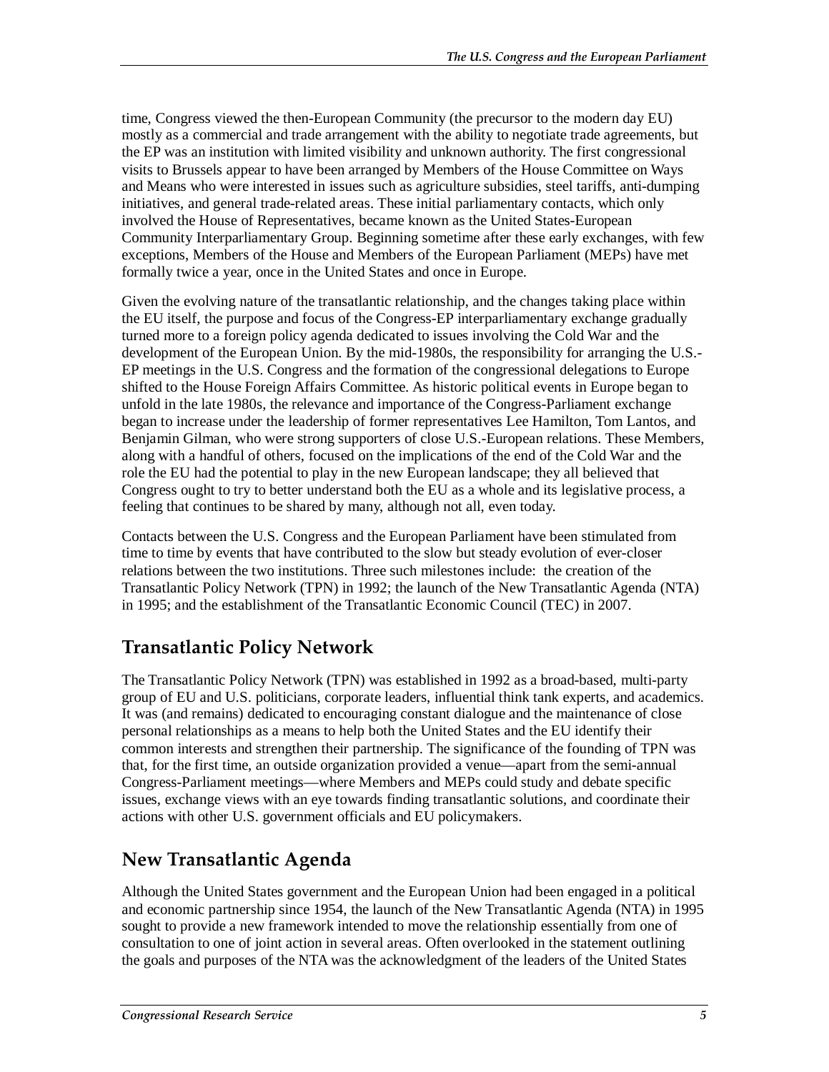time, Congress viewed the then-European Community (the precursor to the modern day EU) mostly as a commercial and trade arrangement with the ability to negotiate trade agreements, but the EP was an institution with limited visibility and unknown authority. The first congressional visits to Brussels appear to have been arranged by Members of the House Committee on Ways and Means who were interested in issues such as agriculture subsidies, steel tariffs, anti-dumping initiatives, and general trade-related areas. These initial parliamentary contacts, which only involved the House of Representatives, became known as the United States-European Community Interparliamentary Group. Beginning sometime after these early exchanges, with few exceptions, Members of the House and Members of the European Parliament (MEPs) have met formally twice a year, once in the United States and once in Europe.

Given the evolving nature of the transatlantic relationship, and the changes taking place within the EU itself, the purpose and focus of the Congress-EP interparliamentary exchange gradually turned more to a foreign policy agenda dedicated to issues involving the Cold War and the development of the European Union. By the mid-1980s, the responsibility for arranging the U.S.-EP meetings in the U.S. Congress and the formation of the congressional delegations to Europe shifted to the House Foreign Affairs Committee. As historic political events in Europe began to unfold in the late 1980s, the relevance and importance of the Congress-Parliament exchange began to increase under the leadership of former representatives Lee Hamilton, Tom Lantos, and Benjamin Gilman, who were strong supporters of close U.S.-European relations. These Members, along with a handful of others, focused on the implications of the end of the Cold War and the role the EU had the potential to play in the new European landscape; they all believed that Congress ought to try to better understand both the EU as a whole and its legislative process, a feeling that continues to be shared by many, although not all, even today.

Contacts between the U.S. Congress and the European Parliament have been stimulated from time to time by events that have contributed to the slow but steady evolution of ever-closer relations between the two institutions. Three such milestones include: the creation of the Transatlantic Policy Network (TPN) in 1992; the launch of the New Transatlantic Agenda (NTA) in 1995; and the establishment of the Transatlantic Economic Council (TEC) in 2007.

## Transatlantic Policy Network

The Transatlantic Policy Network (TPN) was established in 1992 as a broad-based, multi-party group of EU and U.S. politicians, corporate leaders, influential think tank experts, and academics. It was (and remains) dedicated to encouraging constant dialogue and the maintenance of close personal relationships as a means to help both the United States and the EU identify their common interests and strengthen their partnership. The significance of the founding of TPN was that, for the first time, an outside organization provided a venue—apart from the semi-annual Congress-Parliament meetings—where Members and MEPs could study and debate specific issues, exchange views with an eye towards finding transatlantic solutions, and coordinate their actions with other U.S. government officials and EU policymakers.

## New Transatlantic Agenda

Although the United States government and the European Union had been engaged in a political and economic partnership since 1954, the launch of the New Transatlantic Agenda (NTA) in 1995 sought to provide a new framework intended to move the relationship essentially from one of consultation to one of joint action in several areas. Often overlooked in the statement outlining the goals and purposes of the NTA was the acknowledgment of the leaders of the United States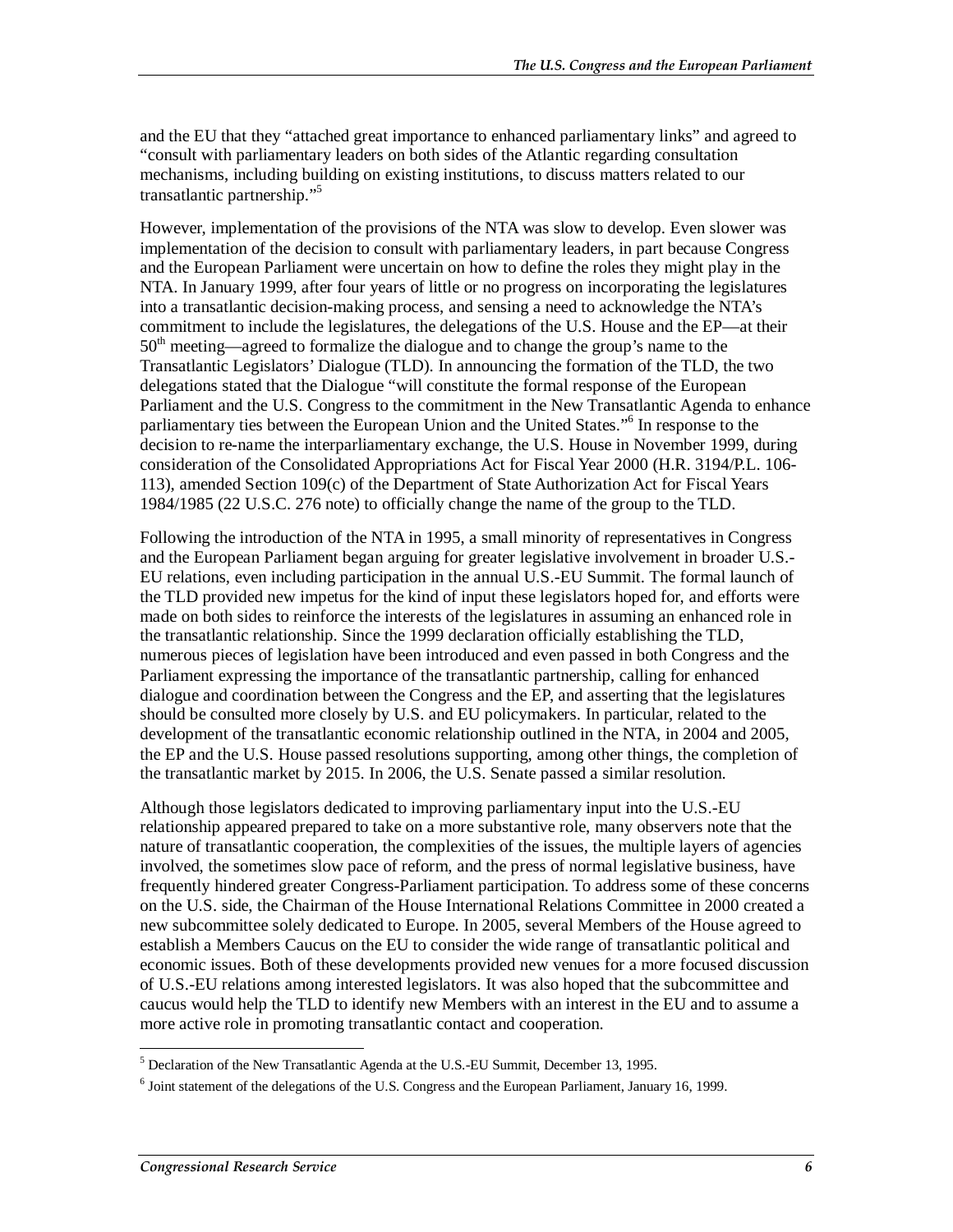and the EU that they "attached great importance to enhanced parliamentary links" and agreed to "consult with parliamentary leaders on both sides of the Atlantic regarding consultation mechanisms, including building on existing institutions, to discuss matters related to our transatlantic partnership."[5]

However, implementation of the provisions of the NTA was slow to develop. Even slower was implementation of the decision to consult with parliamentary leaders, in part because Congress and the European Parliament were uncertain on how to define the roles they might play in the NTA. In January 1999, after four years of little or no progress on incorporating the legislatures into a transatlantic decision-making process, and sensing a need to acknowledge the NTA's commitment to include the legislatures, the delegations of the U.S. House and the EP—at their 50[th] meeting—agreed to formalize the dialogue and to change the group's name to the Transatlantic Legislators' Dialogue (TLD). In announcing the formation of the TLD, the two delegations stated that the Dialogue "will constitute the formal response of the European Parliament and the U.S. Congress to the commitment in the New Transatlantic Agenda to enhance parliamentary ties between the European Union and the United States."[6] In response to the decision to re-name the interparliamentary exchange, the U.S. House in November 1999, during consideration of the Consolidated Appropriations Act for Fiscal Year 2000 (H.R. 3194/P.L. 106-113), amended Section 109(c) of the Department of State Authorization Act for Fiscal Years 1984/1985 (22 U.S.C. 276 note) to officially change the name of the group to the TLD.

Following the introduction of the NTA in 1995, a small minority of representatives in Congress and the European Parliament began arguing for greater legislative involvement in broader U.S.-EU relations, even including participation in the annual U.S.-EU Summit. The formal launch of the TLD provided new impetus for the kind of input these legislators hoped for, and efforts were made on both sides to reinforce the interests of the legislatures in assuming an enhanced role in the transatlantic relationship. Since the 1999 declaration officially establishing the TLD, numerous pieces of legislation have been introduced and even passed in both Congress and the Parliament expressing the importance of the transatlantic partnership, calling for enhanced dialogue and coordination between the Congress and the EP, and asserting that the legislatures should be consulted more closely by U.S. and EU policymakers. In particular, related to the development of the transatlantic economic relationship outlined in the NTA, in 2004 and 2005, the EP and the U.S. House passed resolutions supporting, among other things, the completion of the transatlantic market by 2015. In 2006, the U.S. Senate passed a similar resolution.

Although those legislators dedicated to improving parliamentary input into the U.S.-EU relationship appeared prepared to take on a more substantive role, many observers note that the nature of transatlantic cooperation, the complexities of the issues, the multiple layers of agencies involved, the sometimes slow pace of reform, and the press of normal legislative business, have frequently hindered greater Congress-Parliament participation. To address some of these concerns on the U.S. side, the Chairman of the House International Relations Committee in 2000 created a new subcommittee solely dedicated to Europe. In 2005, several Members of the House agreed to establish a Members Caucus on the EU to consider the wide range of transatlantic political and economic issues. Both of these developments provided new venues for a more focused discussion of U.S.-EU relations among interested legislators. It was also hoped that the subcommittee and caucus would help the TLD to identify new Members with an interest in the EU and to assume a more active role in promoting transatlantic contact and cooperation.

[5] Declaration of the New Transatlantic Agenda at the U.S.-EU Summit, December 13, 1995.

[6] Joint statement of the delegations of the U.S. Congress and the European Parliament, January 16, 1999.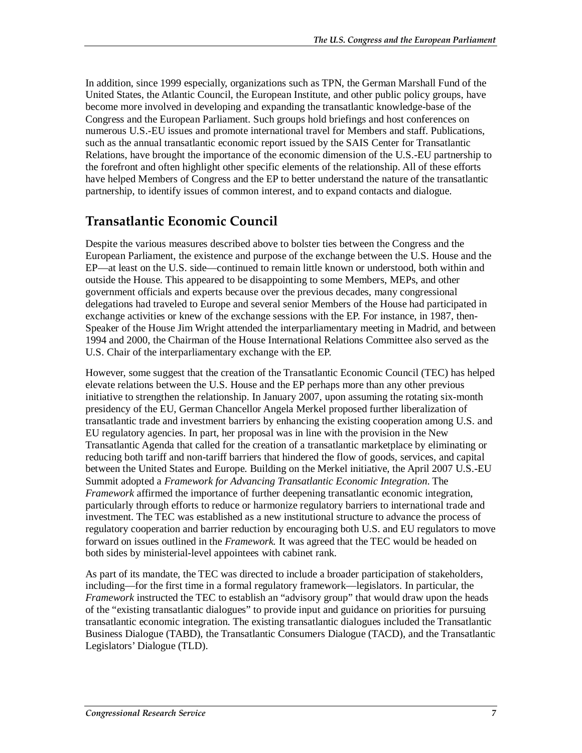In addition, since 1999 especially, organizations such as TPN, the German Marshall Fund of the United States, the Atlantic Council, the European Institute, and other public policy groups, have become more involved in developing and expanding the transatlantic knowledge-base of the Congress and the European Parliament. Such groups hold briefings and host conferences on numerous U.S.-EU issues and promote international travel for Members and staff. Publications, such as the annual transatlantic economic report issued by the SAIS Center for Transatlantic Relations, have brought the importance of the economic dimension of the U.S.-EU partnership to the forefront and often highlight other specific elements of the relationship. All of these efforts have helped Members of Congress and the EP to better understand the nature of the transatlantic partnership, to identify issues of common interest, and to expand contacts and dialogue.

## Transatlantic Economic Council

Despite the various measures described above to bolster ties between the Congress and the European Parliament, the existence and purpose of the exchange between the U.S. House and the EP—at least on the U.S. side—continued to remain little known or understood, both within and outside the House. This appeared to be disappointing to some Members, MEPs, and other government officials and experts because over the previous decades, many congressional delegations had traveled to Europe and several senior Members of the House had participated in exchange activities or knew of the exchange sessions with the EP. For instance, in 1987, then-Speaker of the House Jim Wright attended the interparliamentary meeting in Madrid, and between 1994 and 2000, the Chairman of the House International Relations Committee also served as the U.S. Chair of the interparliamentary exchange with the EP.

However, some suggest that the creation of the Transatlantic Economic Council (TEC) has helped elevate relations between the U.S. House and the EP perhaps more than any other previous initiative to strengthen the relationship. In January 2007, upon assuming the rotating six-month presidency of the EU, German Chancellor Angela Merkel proposed further liberalization of transatlantic trade and investment barriers by enhancing the existing cooperation among U.S. and EU regulatory agencies. In part, her proposal was in line with the provision in the New Transatlantic Agenda that called for the creation of a transatlantic marketplace by eliminating or reducing both tariff and non-tariff barriers that hindered the flow of goods, services, and capital between the United States and Europe. Building on the Merkel initiative, the April 2007 U.S.-EU Summit adopted a *Framework for Advancing Transatlantic Economic Integration*. The *Framework* affirmed the importance of further deepening transatlantic economic integration, particularly through efforts to reduce or harmonize regulatory barriers to international trade and investment. The TEC was established as a new institutional structure to advance the process of regulatory cooperation and barrier reduction by encouraging both U.S. and EU regulators to move forward on issues outlined in the *Framework.* It was agreed that the TEC would be headed on both sides by ministerial-level appointees with cabinet rank.

As part of its mandate, the TEC was directed to include a broader participation of stakeholders, including—for the first time in a formal regulatory framework—legislators. In particular, the *Framework* instructed the TEC to establish an "advisory group" that would draw upon the heads of the "existing transatlantic dialogues" to provide input and guidance on priorities for pursuing transatlantic economic integration. The existing transatlantic dialogues included the Transatlantic Business Dialogue (TABD), the Transatlantic Consumers Dialogue (TACD), and the Transatlantic Legislators' Dialogue (TLD).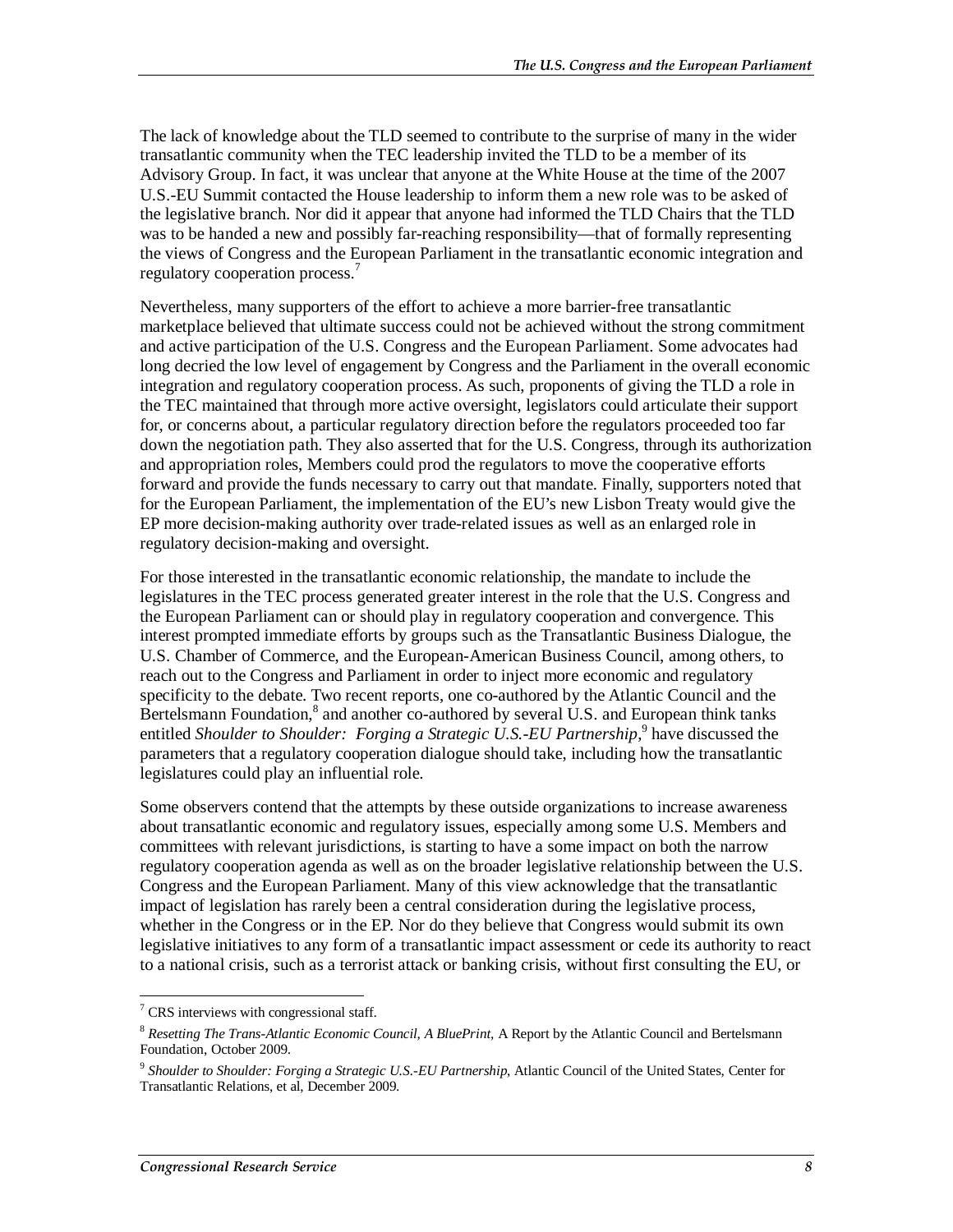The lack of knowledge about the TLD seemed to contribute to the surprise of many in the wider transatlantic community when the TEC leadership invited the TLD to be a member of its Advisory Group. In fact, it was unclear that anyone at the White House at the time of the 2007 U.S.-EU Summit contacted the House leadership to inform them a new role was to be asked of the legislative branch. Nor did it appear that anyone had informed the TLD Chairs that the TLD was to be handed a new and possibly far-reaching responsibility—that of formally representing the views of Congress and the European Parliament in the transatlantic economic integration and regulatory cooperation process.[7]

Nevertheless, many supporters of the effort to achieve a more barrier-free transatlantic marketplace believed that ultimate success could not be achieved without the strong commitment and active participation of the U.S. Congress and the European Parliament. Some advocates had long decried the low level of engagement by Congress and the Parliament in the overall economic integration and regulatory cooperation process. As such, proponents of giving the TLD a role in the TEC maintained that through more active oversight, legislators could articulate their support for, or concerns about, a particular regulatory direction before the regulators proceeded too far down the negotiation path. They also asserted that for the U.S. Congress, through its authorization and appropriation roles, Members could prod the regulators to move the cooperative efforts forward and provide the funds necessary to carry out that mandate. Finally, supporters noted that for the European Parliament, the implementation of the EU's new Lisbon Treaty would give the EP more decision-making authority over trade-related issues as well as an enlarged role in regulatory decision-making and oversight.

For those interested in the transatlantic economic relationship, the mandate to include the legislatures in the TEC process generated greater interest in the role that the U.S. Congress and the European Parliament can or should play in regulatory cooperation and convergence. This interest prompted immediate efforts by groups such as the Transatlantic Business Dialogue, the U.S. Chamber of Commerce, and the European-American Business Council, among others, to reach out to the Congress and Parliament in order to inject more economic and regulatory specificity to the debate. Two recent reports, one co-authored by the Atlantic Council and the Bertelsmann Foundation,[8] and another co-authored by several U.S. and European think tanks entitled *Shoulder to Shoulder: Forging a Strategic U.S.-EU Partnership*,[9] have discussed the parameters that a regulatory cooperation dialogue should take, including how the transatlantic legislatures could play an influential role.

Some observers contend that the attempts by these outside organizations to increase awareness about transatlantic economic and regulatory issues, especially among some U.S. Members and committees with relevant jurisdictions, is starting to have a some impact on both the narrow regulatory cooperation agenda as well as on the broader legislative relationship between the U.S. Congress and the European Parliament. Many of this view acknowledge that the transatlantic impact of legislation has rarely been a central consideration during the legislative process, whether in the Congress or in the EP. Nor do they believe that Congress would submit its own legislative initiatives to any form of a transatlantic impact assessment or cede its authority to react to a national crisis, such as a terrorist attack or banking crisis, without first consulting the EU, or

---

[7] CRS interviews with congressional staff.

[8] *Resetting The Trans-Atlantic Economic Council, A BluePrint*, A Report by the Atlantic Council and Bertelsmann Foundation, October 2009.

[9] *Shoulder to Shoulder: Forging a Strategic U.S.-EU Partnership*, Atlantic Council of the United States, Center for Transatlantic Relations, et al, December 2009.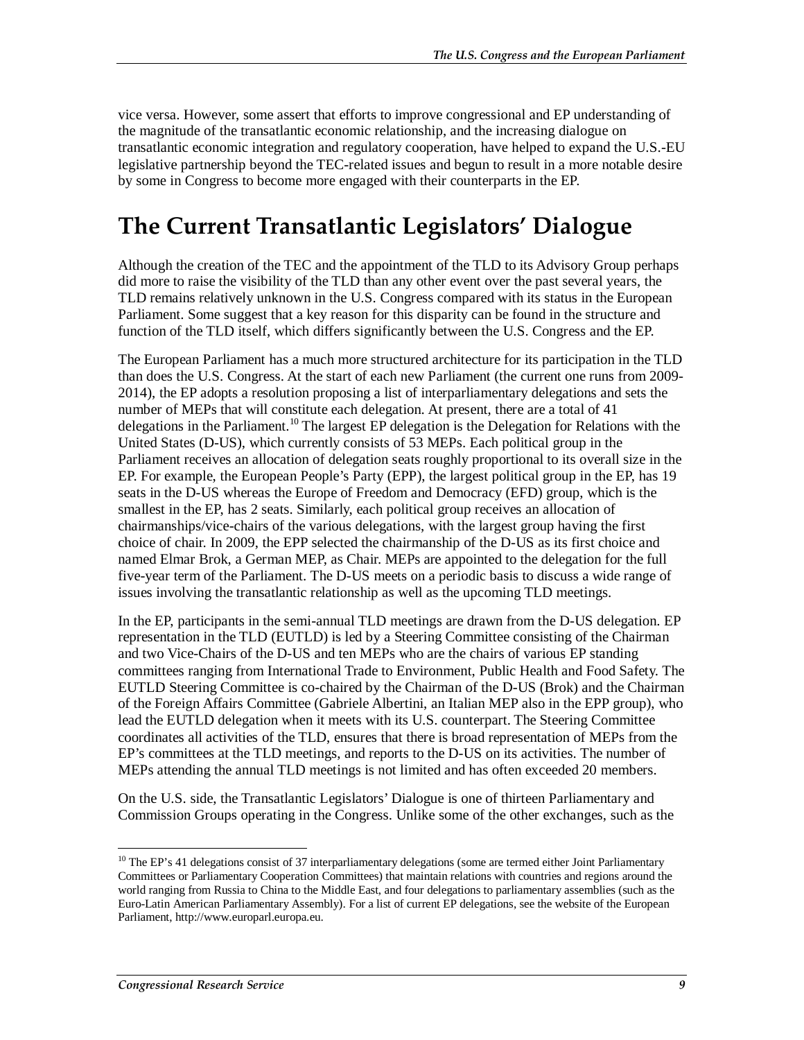vice versa. However, some assert that efforts to improve congressional and EP understanding of the magnitude of the transatlantic economic relationship, and the increasing dialogue on transatlantic economic integration and regulatory cooperation, have helped to expand the U.S.-EU legislative partnership beyond the TEC-related issues and begun to result in a more notable desire by some in Congress to become more engaged with their counterparts in the EP.

# The Current Transatlantic Legislators' Dialogue

Although the creation of the TEC and the appointment of the TLD to its Advisory Group perhaps did more to raise the visibility of the TLD than any other event over the past several years, the TLD remains relatively unknown in the U.S. Congress compared with its status in the European Parliament. Some suggest that a key reason for this disparity can be found in the structure and function of the TLD itself, which differs significantly between the U.S. Congress and the EP.

The European Parliament has a much more structured architecture for its participation in the TLD than does the U.S. Congress. At the start of each new Parliament (the current one runs from 2009-2014), the EP adopts a resolution proposing a list of interparliamentary delegations and sets the number of MEPs that will constitute each delegation. At present, there are a total of 41 delegations in the Parliament.[10] The largest EP delegation is the Delegation for Relations with the United States (D-US), which currently consists of 53 MEPs. Each political group in the Parliament receives an allocation of delegation seats roughly proportional to its overall size in the EP. For example, the European People's Party (EPP), the largest political group in the EP, has 19 seats in the D-US whereas the Europe of Freedom and Democracy (EFD) group, which is the smallest in the EP, has 2 seats. Similarly, each political group receives an allocation of chairmanships/vice-chairs of the various delegations, with the largest group having the first choice of chair. In 2009, the EPP selected the chairmanship of the D-US as its first choice and named Elmar Brok, a German MEP, as Chair. MEPs are appointed to the delegation for the full five-year term of the Parliament. The D-US meets on a periodic basis to discuss a wide range of issues involving the transatlantic relationship as well as the upcoming TLD meetings.

In the EP, participants in the semi-annual TLD meetings are drawn from the D-US delegation. EP representation in the TLD (EUTLD) is led by a Steering Committee consisting of the Chairman and two Vice-Chairs of the D-US and ten MEPs who are the chairs of various EP standing committees ranging from International Trade to Environment, Public Health and Food Safety. The EUTLD Steering Committee is co-chaired by the Chairman of the D-US (Brok) and the Chairman of the Foreign Affairs Committee (Gabriele Albertini, an Italian MEP also in the EPP group), who lead the EUTLD delegation when it meets with its U.S. counterpart. The Steering Committee coordinates all activities of the TLD, ensures that there is broad representation of MEPs from the EP's committees at the TLD meetings, and reports to the D-US on its activities. The number of MEPs attending the annual TLD meetings is not limited and has often exceeded 20 members.

On the U.S. side, the Transatlantic Legislators' Dialogue is one of thirteen Parliamentary and Commission Groups operating in the Congress. Unlike some of the other exchanges, such as the

[10] The EP's 41 delegations consist of 37 interparliamentary delegations (some are termed either Joint Parliamentary Committees or Parliamentary Cooperation Committees) that maintain relations with countries and regions around the world ranging from Russia to China to the Middle East, and four delegations to parliamentary assemblies (such as the Euro-Latin American Parliamentary Assembly). For a list of current EP delegations, see the website of the European Parliament, http://www.europarl.europa.eu.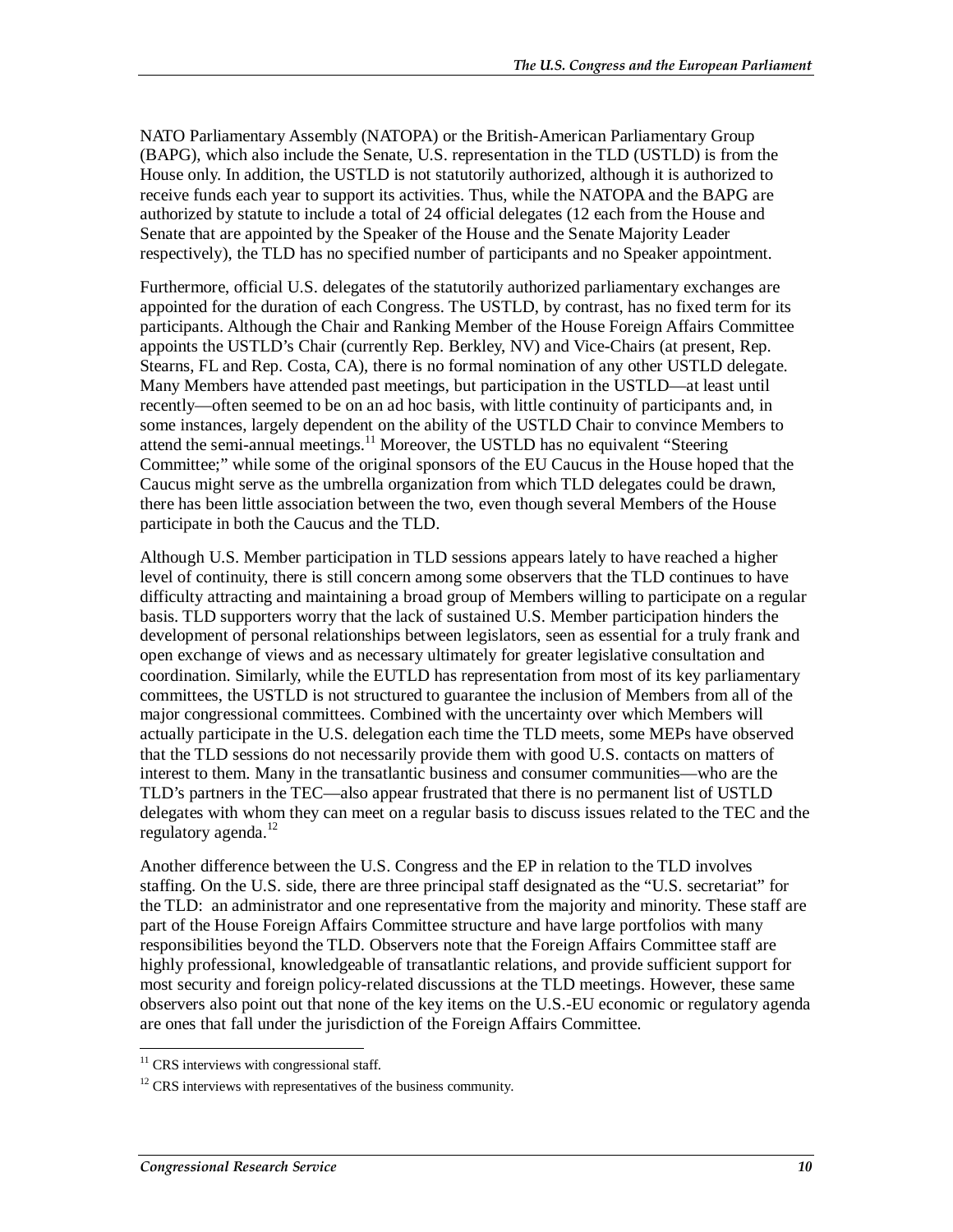NATO Parliamentary Assembly (NATOPA) or the British-American Parliamentary Group (BAPG), which also include the Senate, U.S. representation in the TLD (USTLD) is from the House only. In addition, the USTLD is not statutorily authorized, although it is authorized to receive funds each year to support its activities. Thus, while the NATOPA and the BAPG are authorized by statute to include a total of 24 official delegates (12 each from the House and Senate that are appointed by the Speaker of the House and the Senate Majority Leader respectively), the TLD has no specified number of participants and no Speaker appointment.

Furthermore, official U.S. delegates of the statutorily authorized parliamentary exchanges are appointed for the duration of each Congress. The USTLD, by contrast, has no fixed term for its participants. Although the Chair and Ranking Member of the House Foreign Affairs Committee appoints the USTLD's Chair (currently Rep. Berkley, NV) and Vice-Chairs (at present, Rep. Stearns, FL and Rep. Costa, CA), there is no formal nomination of any other USTLD delegate. Many Members have attended past meetings, but participation in the USTLD—at least until recently—often seemed to be on an ad hoc basis, with little continuity of participants and, in some instances, largely dependent on the ability of the USTLD Chair to convince Members to attend the semi-annual meetings.[11] Moreover, the USTLD has no equivalent "Steering Committee;" while some of the original sponsors of the EU Caucus in the House hoped that the Caucus might serve as the umbrella organization from which TLD delegates could be drawn, there has been little association between the two, even though several Members of the House participate in both the Caucus and the TLD.

Although U.S. Member participation in TLD sessions appears lately to have reached a higher level of continuity, there is still concern among some observers that the TLD continues to have difficulty attracting and maintaining a broad group of Members willing to participate on a regular basis. TLD supporters worry that the lack of sustained U.S. Member participation hinders the development of personal relationships between legislators, seen as essential for a truly frank and open exchange of views and as necessary ultimately for greater legislative consultation and coordination. Similarly, while the EUTLD has representation from most of its key parliamentary committees, the USTLD is not structured to guarantee the inclusion of Members from all of the major congressional committees. Combined with the uncertainty over which Members will actually participate in the U.S. delegation each time the TLD meets, some MEPs have observed that the TLD sessions do not necessarily provide them with good U.S. contacts on matters of interest to them. Many in the transatlantic business and consumer communities—who are the TLD's partners in the TEC—also appear frustrated that there is no permanent list of USTLD delegates with whom they can meet on a regular basis to discuss issues related to the TEC and the regulatory agenda.[12]

Another difference between the U.S. Congress and the EP in relation to the TLD involves staffing. On the U.S. side, there are three principal staff designated as the "U.S. secretariat" for the TLD: an administrator and one representative from the majority and minority. These staff are part of the House Foreign Affairs Committee structure and have large portfolios with many responsibilities beyond the TLD. Observers note that the Foreign Affairs Committee staff are highly professional, knowledgeable of transatlantic relations, and provide sufficient support for most security and foreign policy-related discussions at the TLD meetings. However, these same observers also point out that none of the key items on the U.S.-EU economic or regulatory agenda are ones that fall under the jurisdiction of the Foreign Affairs Committee.

---

[11] CRS interviews with congressional staff.

[12] CRS interviews with representatives of the business community.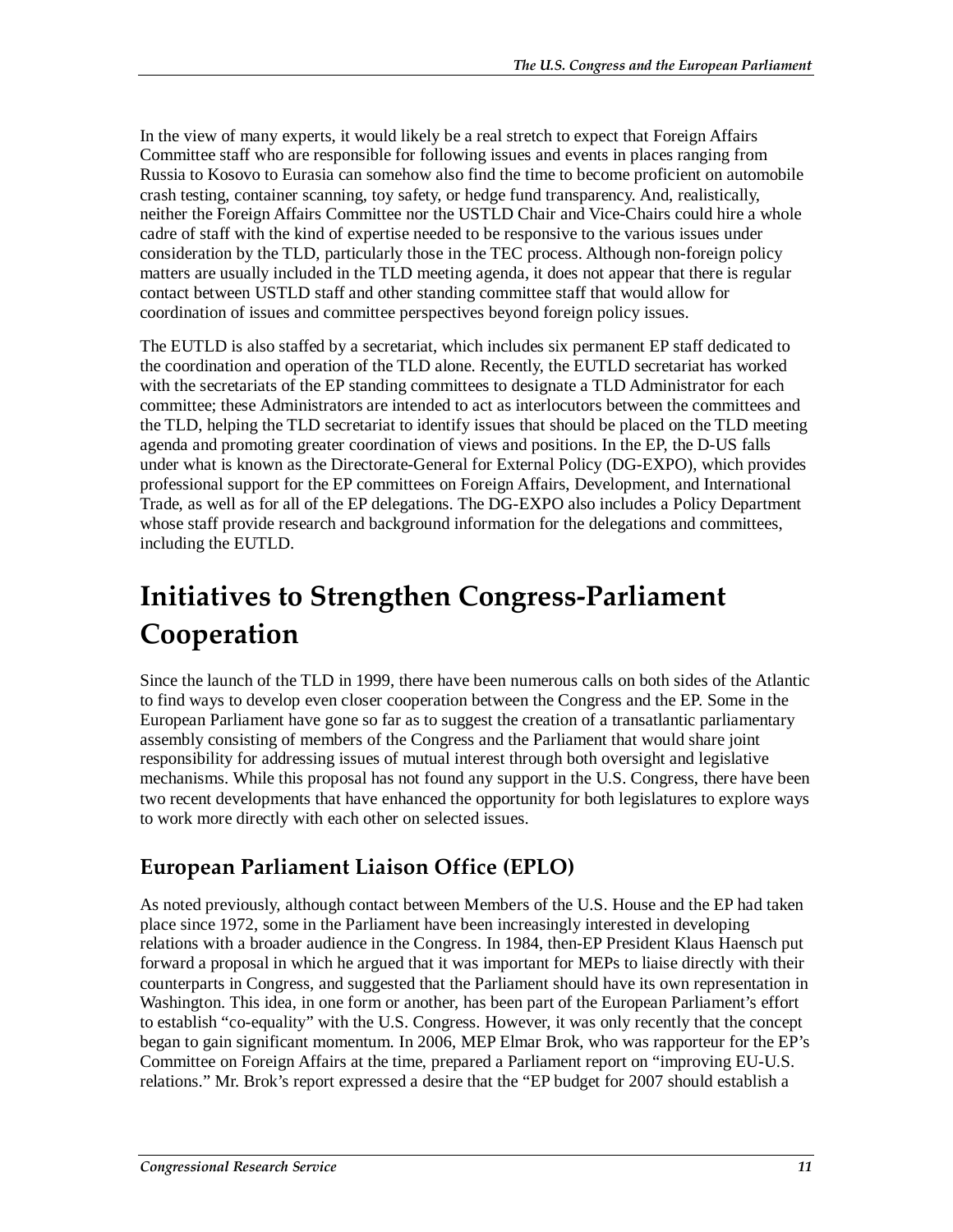In the view of many experts, it would likely be a real stretch to expect that Foreign Affairs Committee staff who are responsible for following issues and events in places ranging from Russia to Kosovo to Eurasia can somehow also find the time to become proficient on automobile crash testing, container scanning, toy safety, or hedge fund transparency. And, realistically, neither the Foreign Affairs Committee nor the USTLD Chair and Vice-Chairs could hire a whole cadre of staff with the kind of expertise needed to be responsive to the various issues under consideration by the TLD, particularly those in the TEC process. Although non-foreign policy matters are usually included in the TLD meeting agenda, it does not appear that there is regular contact between USTLD staff and other standing committee staff that would allow for coordination of issues and committee perspectives beyond foreign policy issues.

The EUTLD is also staffed by a secretariat, which includes six permanent EP staff dedicated to the coordination and operation of the TLD alone. Recently, the EUTLD secretariat has worked with the secretariats of the EP standing committees to designate a TLD Administrator for each committee; these Administrators are intended to act as interlocutors between the committees and the TLD, helping the TLD secretariat to identify issues that should be placed on the TLD meeting agenda and promoting greater coordination of views and positions. In the EP, the D-US falls under what is known as the Directorate-General for External Policy (DG-EXPO), which provides professional support for the EP committees on Foreign Affairs, Development, and International Trade, as well as for all of the EP delegations. The DG-EXPO also includes a Policy Department whose staff provide research and background information for the delegations and committees, including the EUTLD.

# Initiatives to Strengthen Congress-Parliament Cooperation

Since the launch of the TLD in 1999, there have been numerous calls on both sides of the Atlantic to find ways to develop even closer cooperation between the Congress and the EP. Some in the European Parliament have gone so far as to suggest the creation of a transatlantic parliamentary assembly consisting of members of the Congress and the Parliament that would share joint responsibility for addressing issues of mutual interest through both oversight and legislative mechanisms. While this proposal has not found any support in the U.S. Congress, there have been two recent developments that have enhanced the opportunity for both legislatures to explore ways to work more directly with each other on selected issues.

## European Parliament Liaison Office (EPLO)

As noted previously, although contact between Members of the U.S. House and the EP had taken place since 1972, some in the Parliament have been increasingly interested in developing relations with a broader audience in the Congress. In 1984, then-EP President Klaus Haensch put forward a proposal in which he argued that it was important for MEPs to liaise directly with their counterparts in Congress, and suggested that the Parliament should have its own representation in Washington. This idea, in one form or another, has been part of the European Parliament's effort to establish "co-equality" with the U.S. Congress. However, it was only recently that the concept began to gain significant momentum. In 2006, MEP Elmar Brok, who was rapporteur for the EP's Committee on Foreign Affairs at the time, prepared a Parliament report on "improving EU-U.S. relations." Mr. Brok's report expressed a desire that the "EP budget for 2007 should establish a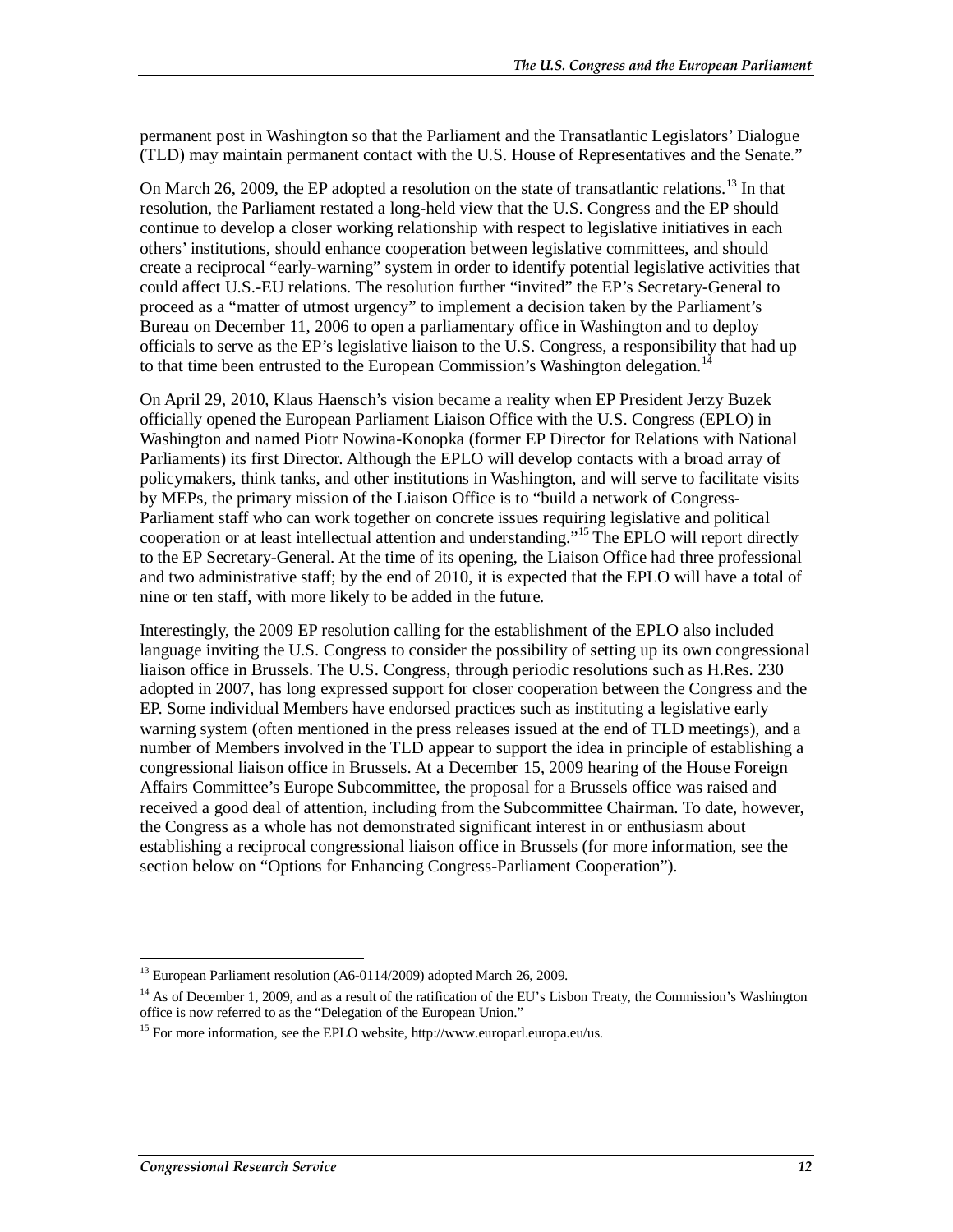permanent post in Washington so that the Parliament and the Transatlantic Legislators' Dialogue (TLD) may maintain permanent contact with the U.S. House of Representatives and the Senate."

On March 26, 2009, the EP adopted a resolution on the state of transatlantic relations.[13] In that resolution, the Parliament restated a long-held view that the U.S. Congress and the EP should continue to develop a closer working relationship with respect to legislative initiatives in each others' institutions, should enhance cooperation between legislative committees, and should create a reciprocal "early-warning" system in order to identify potential legislative activities that could affect U.S.-EU relations. The resolution further "invited" the EP's Secretary-General to proceed as a "matter of utmost urgency" to implement a decision taken by the Parliament's Bureau on December 11, 2006 to open a parliamentary office in Washington and to deploy officials to serve as the EP's legislative liaison to the U.S. Congress, a responsibility that had up to that time been entrusted to the European Commission's Washington delegation.[14]

On April 29, 2010, Klaus Haensch's vision became a reality when EP President Jerzy Buzek officially opened the European Parliament Liaison Office with the U.S. Congress (EPLO) in Washington and named Piotr Nowina-Konopka (former EP Director for Relations with National Parliaments) its first Director. Although the EPLO will develop contacts with a broad array of policymakers, think tanks, and other institutions in Washington, and will serve to facilitate visits by MEPs, the primary mission of the Liaison Office is to "build a network of Congress-Parliament staff who can work together on concrete issues requiring legislative and political cooperation or at least intellectual attention and understanding."[15] The EPLO will report directly to the EP Secretary-General. At the time of its opening, the Liaison Office had three professional and two administrative staff; by the end of 2010, it is expected that the EPLO will have a total of nine or ten staff, with more likely to be added in the future.

Interestingly, the 2009 EP resolution calling for the establishment of the EPLO also included language inviting the U.S. Congress to consider the possibility of setting up its own congressional liaison office in Brussels. The U.S. Congress, through periodic resolutions such as H.Res. 230 adopted in 2007, has long expressed support for closer cooperation between the Congress and the EP. Some individual Members have endorsed practices such as instituting a legislative early warning system (often mentioned in the press releases issued at the end of TLD meetings), and a number of Members involved in the TLD appear to support the idea in principle of establishing a congressional liaison office in Brussels. At a December 15, 2009 hearing of the House Foreign Affairs Committee's Europe Subcommittee, the proposal for a Brussels office was raised and received a good deal of attention, including from the Subcommittee Chairman. To date, however, the Congress as a whole has not demonstrated significant interest in or enthusiasm about establishing a reciprocal congressional liaison office in Brussels (for more information, see the section below on "Options for Enhancing Congress-Parliament Cooperation").

---

[13] European Parliament resolution (A6-0114/2009) adopted March 26, 2009.

[14] As of December 1, 2009, and as a result of the ratification of the EU's Lisbon Treaty, the Commission's Washington office is now referred to as the "Delegation of the European Union."

[15] For more information, see the EPLO website, http://www.europarl.europa.eu/us.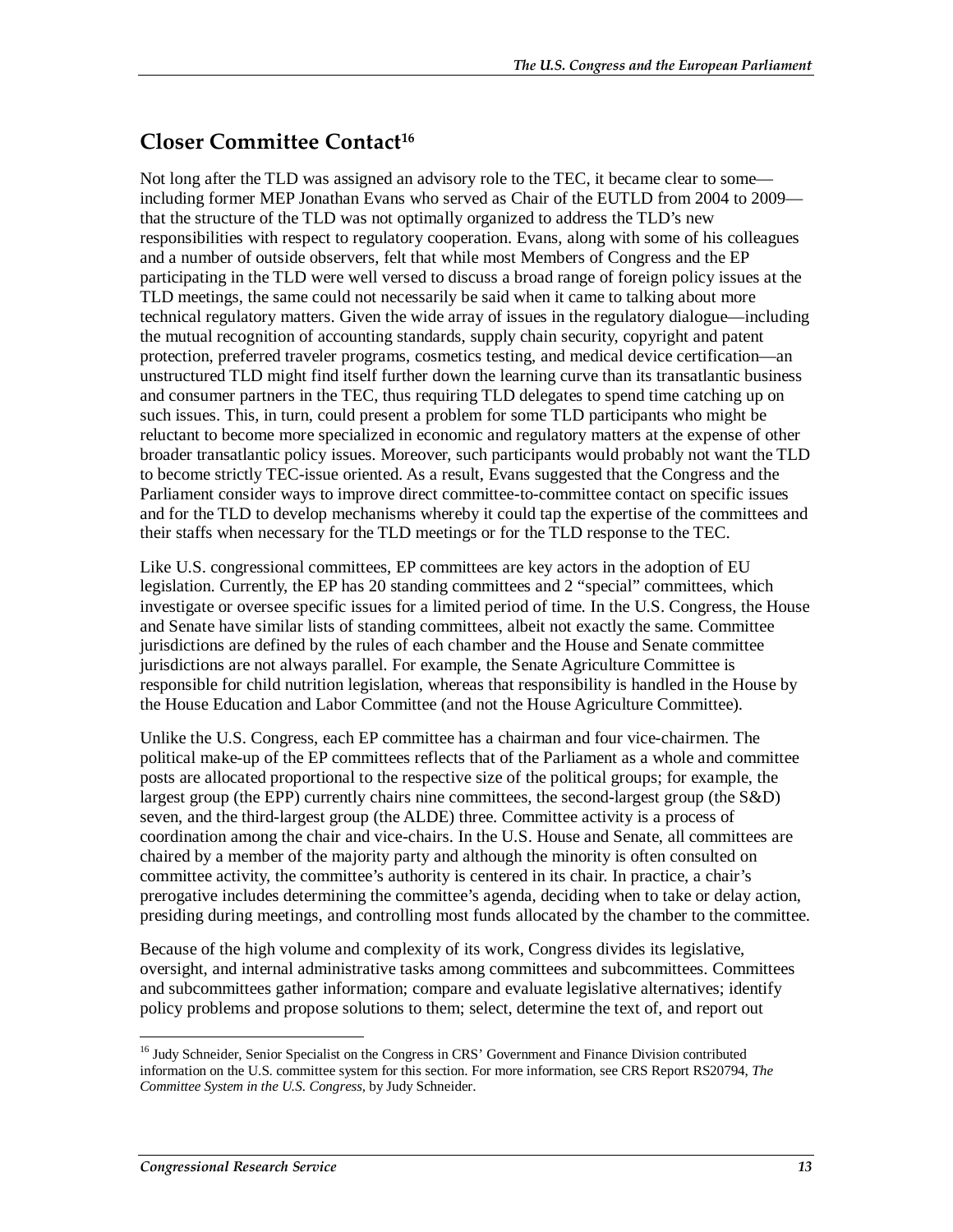## Closer Committee Contact[16]

Not long after the TLD was assigned an advisory role to the TEC, it became clear to some—including former MEP Jonathan Evans who served as Chair of the EUTLD from 2004 to 2009—that the structure of the TLD was not optimally organized to address the TLD's new responsibilities with respect to regulatory cooperation. Evans, along with some of his colleagues and a number of outside observers, felt that while most Members of Congress and the EP participating in the TLD were well versed to discuss a broad range of foreign policy issues at the TLD meetings, the same could not necessarily be said when it came to talking about more technical regulatory matters. Given the wide array of issues in the regulatory dialogue—including the mutual recognition of accounting standards, supply chain security, copyright and patent protection, preferred traveler programs, cosmetics testing, and medical device certification—an unstructured TLD might find itself further down the learning curve than its transatlantic business and consumer partners in the TEC, thus requiring TLD delegates to spend time catching up on such issues. This, in turn, could present a problem for some TLD participants who might be reluctant to become more specialized in economic and regulatory matters at the expense of other broader transatlantic policy issues. Moreover, such participants would probably not want the TLD to become strictly TEC-issue oriented. As a result, Evans suggested that the Congress and the Parliament consider ways to improve direct committee-to-committee contact on specific issues and for the TLD to develop mechanisms whereby it could tap the expertise of the committees and their staffs when necessary for the TLD meetings or for the TLD response to the TEC.

Like U.S. congressional committees, EP committees are key actors in the adoption of EU legislation. Currently, the EP has 20 standing committees and 2 "special" committees, which investigate or oversee specific issues for a limited period of time. In the U.S. Congress, the House and Senate have similar lists of standing committees, albeit not exactly the same. Committee jurisdictions are defined by the rules of each chamber and the House and Senate committee jurisdictions are not always parallel. For example, the Senate Agriculture Committee is responsible for child nutrition legislation, whereas that responsibility is handled in the House by the House Education and Labor Committee (and not the House Agriculture Committee).

Unlike the U.S. Congress, each EP committee has a chairman and four vice-chairmen. The political make-up of the EP committees reflects that of the Parliament as a whole and committee posts are allocated proportional to the respective size of the political groups; for example, the largest group (the EPP) currently chairs nine committees, the second-largest group (the S&D) seven, and the third-largest group (the ALDE) three. Committee activity is a process of coordination among the chair and vice-chairs. In the U.S. House and Senate, all committees are chaired by a member of the majority party and although the minority is often consulted on committee activity, the committee's authority is centered in its chair. In practice, a chair's prerogative includes determining the committee's agenda, deciding when to take or delay action, presiding during meetings, and controlling most funds allocated by the chamber to the committee.

Because of the high volume and complexity of its work, Congress divides its legislative, oversight, and internal administrative tasks among committees and subcommittees. Committees and subcommittees gather information; compare and evaluate legislative alternatives; identify policy problems and propose solutions to them; select, determine the text of, and report out

---

[16] Judy Schneider, Senior Specialist on the Congress in CRS' Government and Finance Division contributed information on the U.S. committee system for this section. For more information, see CRS Report RS20794, *The Committee System in the U.S. Congress*, by Judy Schneider.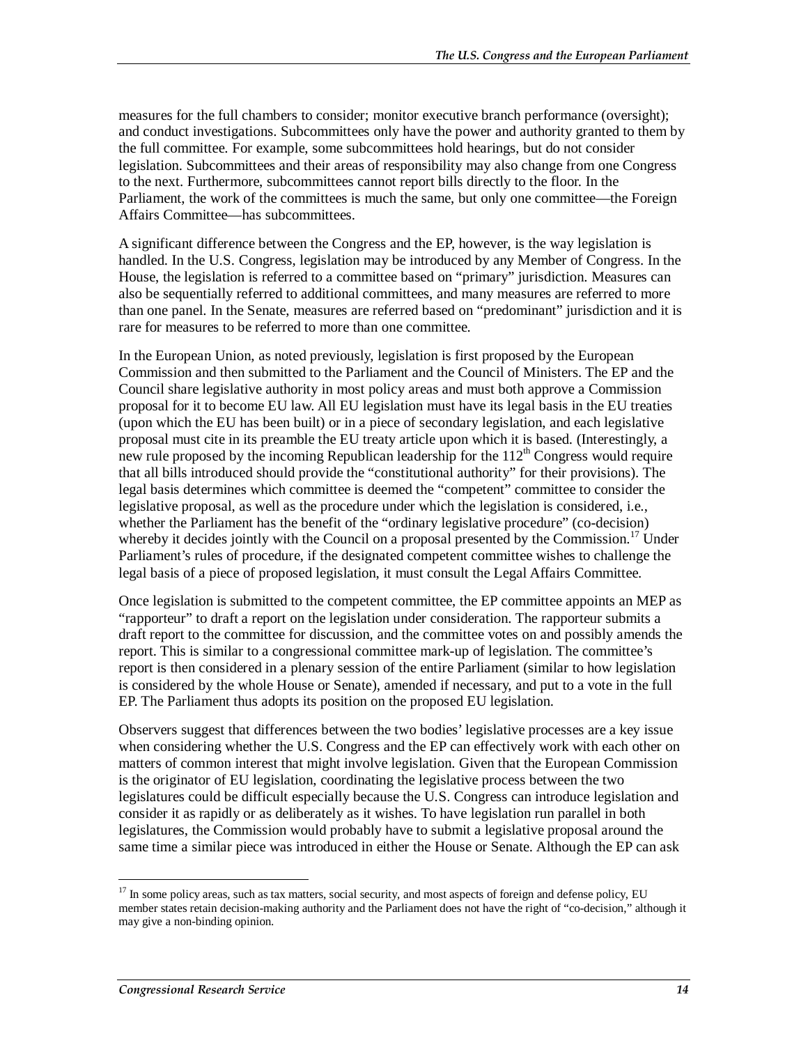measures for the full chambers to consider; monitor executive branch performance (oversight); and conduct investigations. Subcommittees only have the power and authority granted to them by the full committee. For example, some subcommittees hold hearings, but do not consider legislation. Subcommittees and their areas of responsibility may also change from one Congress to the next. Furthermore, subcommittees cannot report bills directly to the floor. In the Parliament, the work of the committees is much the same, but only one committee—the Foreign Affairs Committee—has subcommittees.

A significant difference between the Congress and the EP, however, is the way legislation is handled. In the U.S. Congress, legislation may be introduced by any Member of Congress. In the House, the legislation is referred to a committee based on "primary" jurisdiction. Measures can also be sequentially referred to additional committees, and many measures are referred to more than one panel. In the Senate, measures are referred based on "predominant" jurisdiction and it is rare for measures to be referred to more than one committee.

In the European Union, as noted previously, legislation is first proposed by the European Commission and then submitted to the Parliament and the Council of Ministers. The EP and the Council share legislative authority in most policy areas and must both approve a Commission proposal for it to become EU law. All EU legislation must have its legal basis in the EU treaties (upon which the EU has been built) or in a piece of secondary legislation, and each legislative proposal must cite in its preamble the EU treaty article upon which it is based. (Interestingly, a new rule proposed by the incoming Republican leadership for the 112th Congress would require that all bills introduced should provide the "constitutional authority" for their provisions). The legal basis determines which committee is deemed the "competent" committee to consider the legislative proposal, as well as the procedure under which the legislation is considered, i.e., whether the Parliament has the benefit of the "ordinary legislative procedure" (co-decision) whereby it decides jointly with the Council on a proposal presented by the Commission.[17] Under Parliament's rules of procedure, if the designated competent committee wishes to challenge the legal basis of a piece of proposed legislation, it must consult the Legal Affairs Committee.

Once legislation is submitted to the competent committee, the EP committee appoints an MEP as "rapporteur" to draft a report on the legislation under consideration. The rapporteur submits a draft report to the committee for discussion, and the committee votes on and possibly amends the report. This is similar to a congressional committee mark-up of legislation. The committee's report is then considered in a plenary session of the entire Parliament (similar to how legislation is considered by the whole House or Senate), amended if necessary, and put to a vote in the full EP. The Parliament thus adopts its position on the proposed EU legislation.

Observers suggest that differences between the two bodies' legislative processes are a key issue when considering whether the U.S. Congress and the EP can effectively work with each other on matters of common interest that might involve legislation. Given that the European Commission is the originator of EU legislation, coordinating the legislative process between the two legislatures could be difficult especially because the U.S. Congress can introduce legislation and consider it as rapidly or as deliberately as it wishes. To have legislation run parallel in both legislatures, the Commission would probably have to submit a legislative proposal around the same time a similar piece was introduced in either the House or Senate. Although the EP can ask

---

[17] In some policy areas, such as tax matters, social security, and most aspects of foreign and defense policy, EU member states retain decision-making authority and the Parliament does not have the right of "co-decision," although it may give a non-binding opinion.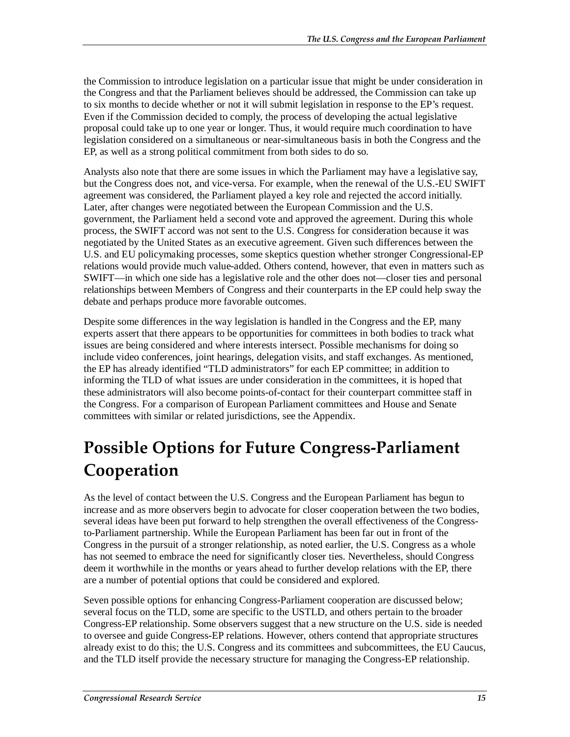the Commission to introduce legislation on a particular issue that might be under consideration in the Congress and that the Parliament believes should be addressed, the Commission can take up to six months to decide whether or not it will submit legislation in response to the EP's request. Even if the Commission decided to comply, the process of developing the actual legislative proposal could take up to one year or longer. Thus, it would require much coordination to have legislation considered on a simultaneous or near-simultaneous basis in both the Congress and the EP, as well as a strong political commitment from both sides to do so.

Analysts also note that there are some issues in which the Parliament may have a legislative say, but the Congress does not, and vice-versa. For example, when the renewal of the U.S.-EU SWIFT agreement was considered, the Parliament played a key role and rejected the accord initially. Later, after changes were negotiated between the European Commission and the U.S. government, the Parliament held a second vote and approved the agreement. During this whole process, the SWIFT accord was not sent to the U.S. Congress for consideration because it was negotiated by the United States as an executive agreement. Given such differences between the U.S. and EU policymaking processes, some skeptics question whether stronger Congressional-EP relations would provide much value-added. Others contend, however, that even in matters such as SWIFT—in which one side has a legislative role and the other does not—closer ties and personal relationships between Members of Congress and their counterparts in the EP could help sway the debate and perhaps produce more favorable outcomes.

Despite some differences in the way legislation is handled in the Congress and the EP, many experts assert that there appears to be opportunities for committees in both bodies to track what issues are being considered and where interests intersect. Possible mechanisms for doing so include video conferences, joint hearings, delegation visits, and staff exchanges. As mentioned, the EP has already identified "TLD administrators" for each EP committee; in addition to informing the TLD of what issues are under consideration in the committees, it is hoped that these administrators will also become points-of-contact for their counterpart committee staff in the Congress. For a comparison of European Parliament committees and House and Senate committees with similar or related jurisdictions, see the Appendix.

# Possible Options for Future Congress-Parliament Cooperation

As the level of contact between the U.S. Congress and the European Parliament has begun to increase and as more observers begin to advocate for closer cooperation between the two bodies, several ideas have been put forward to help strengthen the overall effectiveness of the Congress-to-Parliament partnership. While the European Parliament has been far out in front of the Congress in the pursuit of a stronger relationship, as noted earlier, the U.S. Congress as a whole has not seemed to embrace the need for significantly closer ties. Nevertheless, should Congress deem it worthwhile in the months or years ahead to further develop relations with the EP, there are a number of potential options that could be considered and explored.

Seven possible options for enhancing Congress-Parliament cooperation are discussed below; several focus on the TLD, some are specific to the USTLD, and others pertain to the broader Congress-EP relationship. Some observers suggest that a new structure on the U.S. side is needed to oversee and guide Congress-EP relations. However, others contend that appropriate structures already exist to do this; the U.S. Congress and its committees and subcommittees, the EU Caucus, and the TLD itself provide the necessary structure for managing the Congress-EP relationship.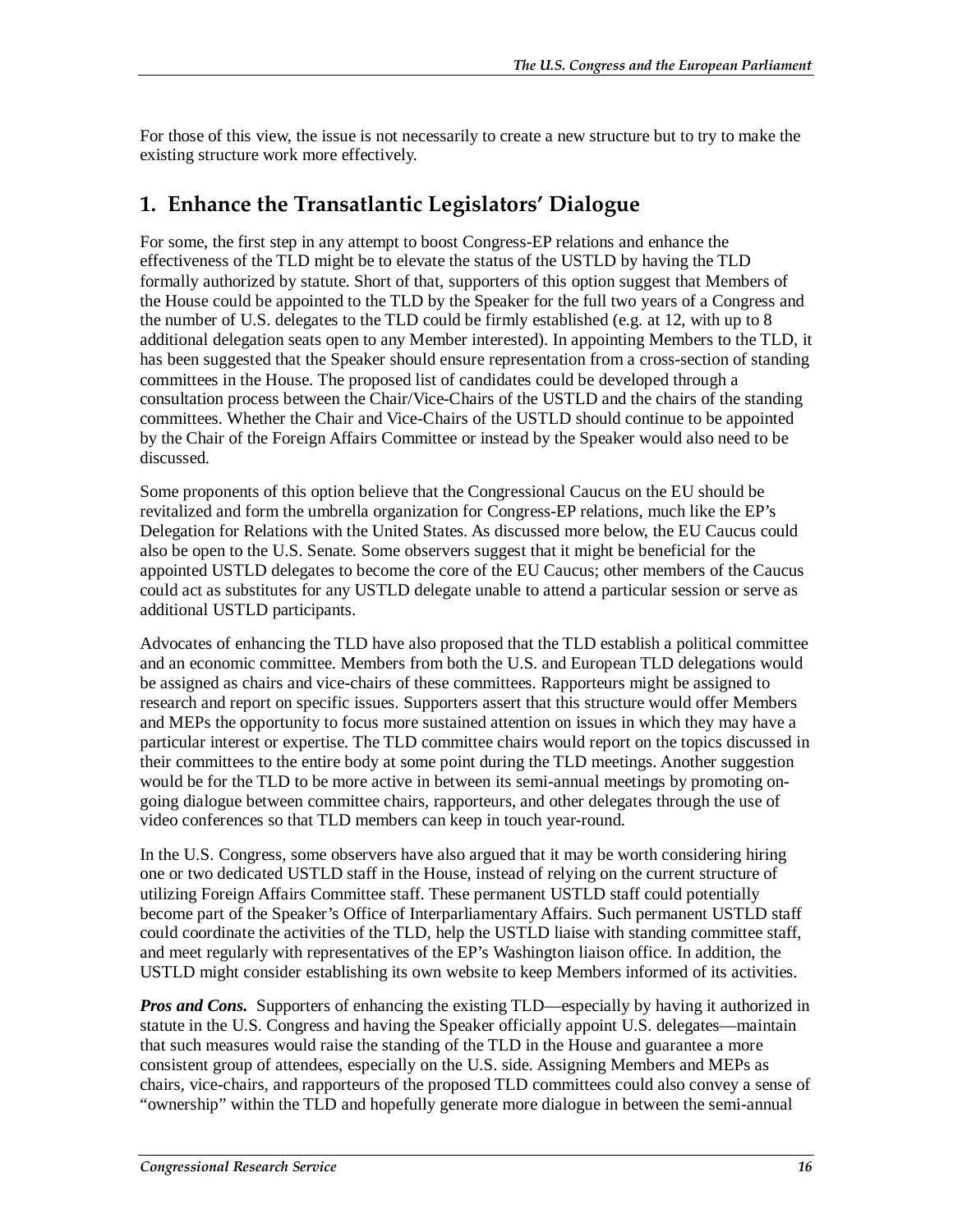For those of this view, the issue is not necessarily to create a new structure but to try to make the existing structure work more effectively.

## 1. Enhance the Transatlantic Legislators' Dialogue

For some, the first step in any attempt to boost Congress-EP relations and enhance the effectiveness of the TLD might be to elevate the status of the USTLD by having the TLD formally authorized by statute. Short of that, supporters of this option suggest that Members of the House could be appointed to the TLD by the Speaker for the full two years of a Congress and the number of U.S. delegates to the TLD could be firmly established (e.g. at 12, with up to 8 additional delegation seats open to any Member interested). In appointing Members to the TLD, it has been suggested that the Speaker should ensure representation from a cross-section of standing committees in the House. The proposed list of candidates could be developed through a consultation process between the Chair/Vice-Chairs of the USTLD and the chairs of the standing committees. Whether the Chair and Vice-Chairs of the USTLD should continue to be appointed by the Chair of the Foreign Affairs Committee or instead by the Speaker would also need to be discussed.

Some proponents of this option believe that the Congressional Caucus on the EU should be revitalized and form the umbrella organization for Congress-EP relations, much like the EP's Delegation for Relations with the United States. As discussed more below, the EU Caucus could also be open to the U.S. Senate. Some observers suggest that it might be beneficial for the appointed USTLD delegates to become the core of the EU Caucus; other members of the Caucus could act as substitutes for any USTLD delegate unable to attend a particular session or serve as additional USTLD participants.

Advocates of enhancing the TLD have also proposed that the TLD establish a political committee and an economic committee. Members from both the U.S. and European TLD delegations would be assigned as chairs and vice-chairs of these committees. Rapporteurs might be assigned to research and report on specific issues. Supporters assert that this structure would offer Members and MEPs the opportunity to focus more sustained attention on issues in which they may have a particular interest or expertise. The TLD committee chairs would report on the topics discussed in their committees to the entire body at some point during the TLD meetings. Another suggestion would be for the TLD to be more active in between its semi-annual meetings by promoting on-going dialogue between committee chairs, rapporteurs, and other delegates through the use of video conferences so that TLD members can keep in touch year-round.

In the U.S. Congress, some observers have also argued that it may be worth considering hiring one or two dedicated USTLD staff in the House, instead of relying on the current structure of utilizing Foreign Affairs Committee staff. These permanent USTLD staff could potentially become part of the Speaker's Office of Interparliamentary Affairs. Such permanent USTLD staff could coordinate the activities of the TLD, help the USTLD liaise with standing committee staff, and meet regularly with representatives of the EP's Washington liaison office. In addition, the USTLD might consider establishing its own website to keep Members informed of its activities.

***Pros and Cons.*** Supporters of enhancing the existing TLD—especially by having it authorized in statute in the U.S. Congress and having the Speaker officially appoint U.S. delegates—maintain that such measures would raise the standing of the TLD in the House and guarantee a more consistent group of attendees, especially on the U.S. side. Assigning Members and MEPs as chairs, vice-chairs, and rapporteurs of the proposed TLD committees could also convey a sense of "ownership" within the TLD and hopefully generate more dialogue in between the semi-annual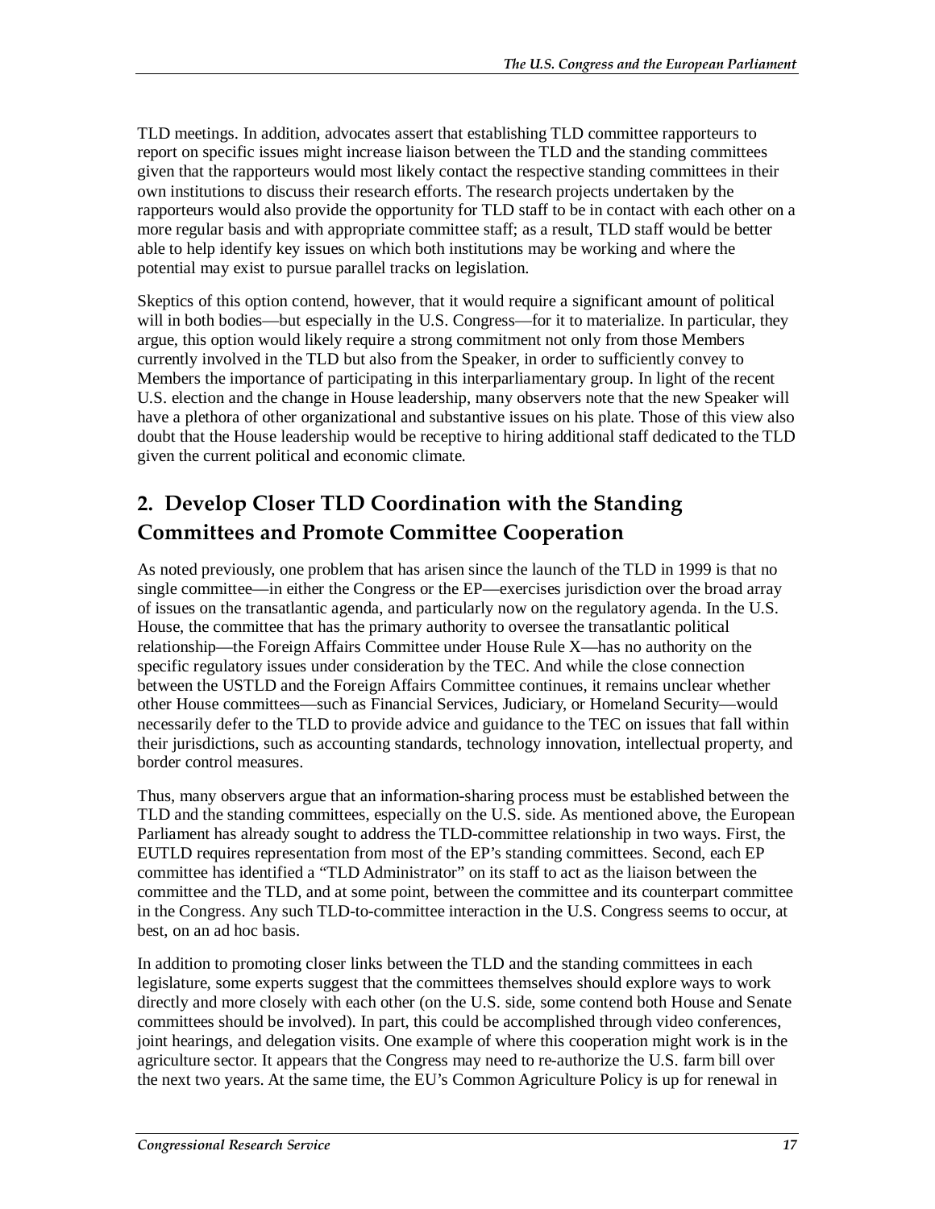TLD meetings. In addition, advocates assert that establishing TLD committee rapporteurs to report on specific issues might increase liaison between the TLD and the standing committees given that the rapporteurs would most likely contact the respective standing committees in their own institutions to discuss their research efforts. The research projects undertaken by the rapporteurs would also provide the opportunity for TLD staff to be in contact with each other on a more regular basis and with appropriate committee staff; as a result, TLD staff would be better able to help identify key issues on which both institutions may be working and where the potential may exist to pursue parallel tracks on legislation.

Skeptics of this option contend, however, that it would require a significant amount of political will in both bodies—but especially in the U.S. Congress—for it to materialize. In particular, they argue, this option would likely require a strong commitment not only from those Members currently involved in the TLD but also from the Speaker, in order to sufficiently convey to Members the importance of participating in this interparliamentary group. In light of the recent U.S. election and the change in House leadership, many observers note that the new Speaker will have a plethora of other organizational and substantive issues on his plate. Those of this view also doubt that the House leadership would be receptive to hiring additional staff dedicated to the TLD given the current political and economic climate.

## 2. Develop Closer TLD Coordination with the Standing Committees and Promote Committee Cooperation

As noted previously, one problem that has arisen since the launch of the TLD in 1999 is that no single committee—in either the Congress or the EP—exercises jurisdiction over the broad array of issues on the transatlantic agenda, and particularly now on the regulatory agenda. In the U.S. House, the committee that has the primary authority to oversee the transatlantic political relationship—the Foreign Affairs Committee under House Rule X—has no authority on the specific regulatory issues under consideration by the TEC. And while the close connection between the USTLD and the Foreign Affairs Committee continues, it remains unclear whether other House committees—such as Financial Services, Judiciary, or Homeland Security—would necessarily defer to the TLD to provide advice and guidance to the TEC on issues that fall within their jurisdictions, such as accounting standards, technology innovation, intellectual property, and border control measures.

Thus, many observers argue that an information-sharing process must be established between the TLD and the standing committees, especially on the U.S. side. As mentioned above, the European Parliament has already sought to address the TLD-committee relationship in two ways. First, the EUTLD requires representation from most of the EP's standing committees. Second, each EP committee has identified a "TLD Administrator" on its staff to act as the liaison between the committee and the TLD, and at some point, between the committee and its counterpart committee in the Congress. Any such TLD-to-committee interaction in the U.S. Congress seems to occur, at best, on an ad hoc basis.

In addition to promoting closer links between the TLD and the standing committees in each legislature, some experts suggest that the committees themselves should explore ways to work directly and more closely with each other (on the U.S. side, some contend both House and Senate committees should be involved). In part, this could be accomplished through video conferences, joint hearings, and delegation visits. One example of where this cooperation might work is in the agriculture sector. It appears that the Congress may need to re-authorize the U.S. farm bill over the next two years. At the same time, the EU's Common Agriculture Policy is up for renewal in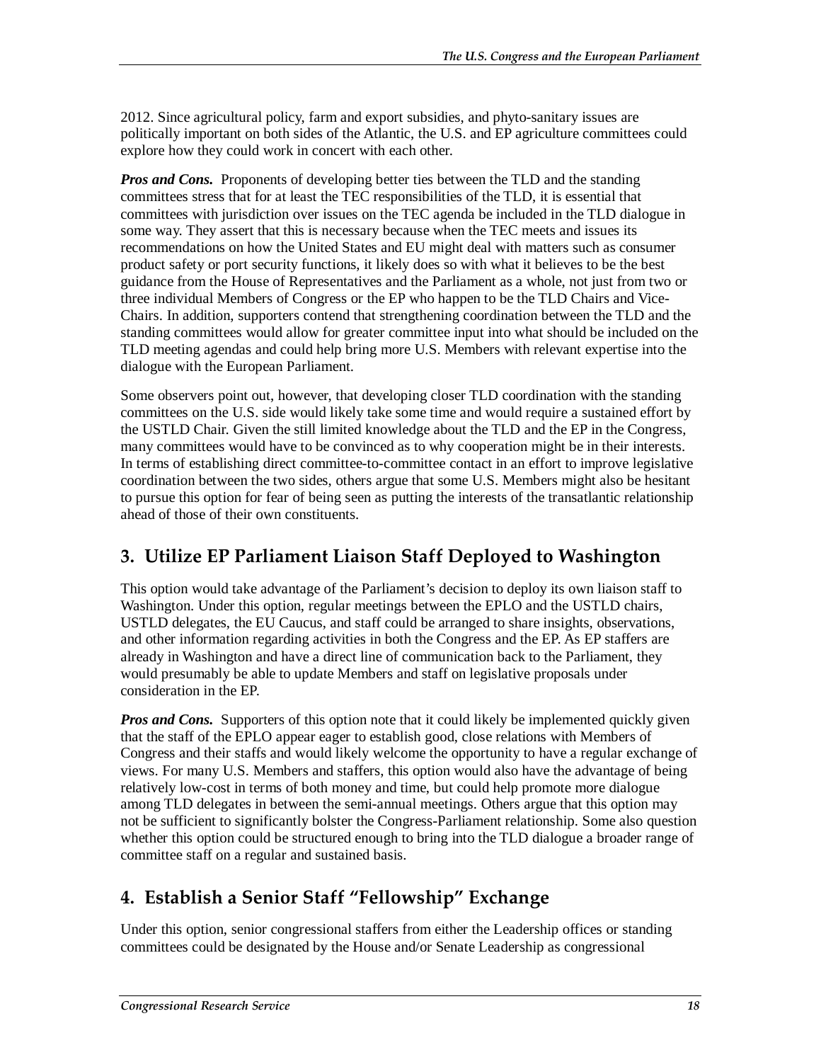2012. Since agricultural policy, farm and export subsidies, and phyto-sanitary issues are politically important on both sides of the Atlantic, the U.S. and EP agriculture committees could explore how they could work in concert with each other.

***Pros and Cons.*** Proponents of developing better ties between the TLD and the standing committees stress that for at least the TEC responsibilities of the TLD, it is essential that committees with jurisdiction over issues on the TEC agenda be included in the TLD dialogue in some way. They assert that this is necessary because when the TEC meets and issues its recommendations on how the United States and EU might deal with matters such as consumer product safety or port security functions, it likely does so with what it believes to be the best guidance from the House of Representatives and the Parliament as a whole, not just from two or three individual Members of Congress or the EP who happen to be the TLD Chairs and Vice-Chairs. In addition, supporters contend that strengthening coordination between the TLD and the standing committees would allow for greater committee input into what should be included on the TLD meeting agendas and could help bring more U.S. Members with relevant expertise into the dialogue with the European Parliament.

Some observers point out, however, that developing closer TLD coordination with the standing committees on the U.S. side would likely take some time and would require a sustained effort by the USTLD Chair. Given the still limited knowledge about the TLD and the EP in the Congress, many committees would have to be convinced as to why cooperation might be in their interests. In terms of establishing direct committee-to-committee contact in an effort to improve legislative coordination between the two sides, others argue that some U.S. Members might also be hesitant to pursue this option for fear of being seen as putting the interests of the transatlantic relationship ahead of those of their own constituents.

## 3. Utilize EP Parliament Liaison Staff Deployed to Washington

This option would take advantage of the Parliament's decision to deploy its own liaison staff to Washington. Under this option, regular meetings between the EPLO and the USTLD chairs, USTLD delegates, the EU Caucus, and staff could be arranged to share insights, observations, and other information regarding activities in both the Congress and the EP. As EP staffers are already in Washington and have a direct line of communication back to the Parliament, they would presumably be able to update Members and staff on legislative proposals under consideration in the EP.

***Pros and Cons.*** Supporters of this option note that it could likely be implemented quickly given that the staff of the EPLO appear eager to establish good, close relations with Members of Congress and their staffs and would likely welcome the opportunity to have a regular exchange of views. For many U.S. Members and staffers, this option would also have the advantage of being relatively low-cost in terms of both money and time, but could help promote more dialogue among TLD delegates in between the semi-annual meetings. Others argue that this option may not be sufficient to significantly bolster the Congress-Parliament relationship. Some also question whether this option could be structured enough to bring into the TLD dialogue a broader range of committee staff on a regular and sustained basis.

## 4. Establish a Senior Staff "Fellowship" Exchange

Under this option, senior congressional staffers from either the Leadership offices or standing committees could be designated by the House and/or Senate Leadership as congressional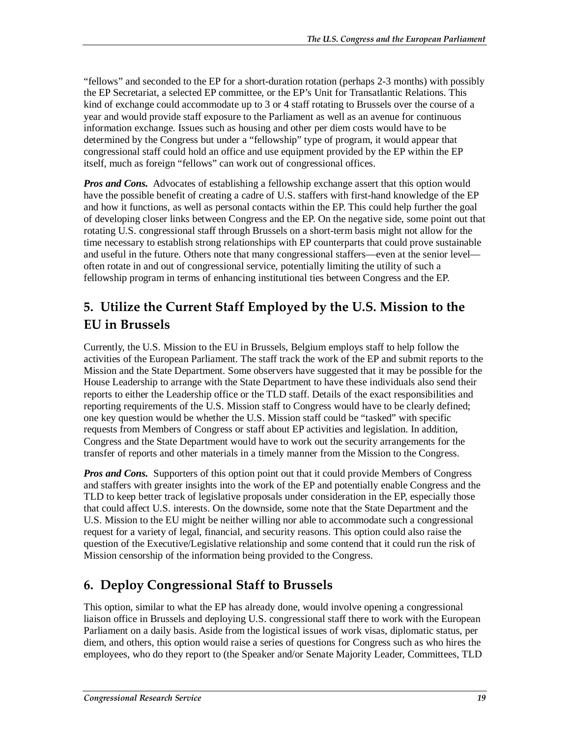"fellows" and seconded to the EP for a short-duration rotation (perhaps 2-3 months) with possibly the EP Secretariat, a selected EP committee, or the EP's Unit for Transatlantic Relations. This kind of exchange could accommodate up to 3 or 4 staff rotating to Brussels over the course of a year and would provide staff exposure to the Parliament as well as an avenue for continuous information exchange. Issues such as housing and other per diem costs would have to be determined by the Congress but under a "fellowship" type of program, it would appear that congressional staff could hold an office and use equipment provided by the EP within the EP itself, much as foreign "fellows" can work out of congressional offices.

***Pros and Cons.*** Advocates of establishing a fellowship exchange assert that this option would have the possible benefit of creating a cadre of U.S. staffers with first-hand knowledge of the EP and how it functions, as well as personal contacts within the EP. This could help further the goal of developing closer links between Congress and the EP. On the negative side, some point out that rotating U.S. congressional staff through Brussels on a short-term basis might not allow for the time necessary to establish strong relationships with EP counterparts that could prove sustainable and useful in the future. Others note that many congressional staffers—even at the senior level—often rotate in and out of congressional service, potentially limiting the utility of such a fellowship program in terms of enhancing institutional ties between Congress and the EP.

## 5. Utilize the Current Staff Employed by the U.S. Mission to the EU in Brussels

Currently, the U.S. Mission to the EU in Brussels, Belgium employs staff to help follow the activities of the European Parliament. The staff track the work of the EP and submit reports to the Mission and the State Department. Some observers have suggested that it may be possible for the House Leadership to arrange with the State Department to have these individuals also send their reports to either the Leadership office or the TLD staff. Details of the exact responsibilities and reporting requirements of the U.S. Mission staff to Congress would have to be clearly defined; one key question would be whether the U.S. Mission staff could be "tasked" with specific requests from Members of Congress or staff about EP activities and legislation. In addition, Congress and the State Department would have to work out the security arrangements for the transfer of reports and other materials in a timely manner from the Mission to the Congress.

***Pros and Cons.*** Supporters of this option point out that it could provide Members of Congress and staffers with greater insights into the work of the EP and potentially enable Congress and the TLD to keep better track of legislative proposals under consideration in the EP, especially those that could affect U.S. interests. On the downside, some note that the State Department and the U.S. Mission to the EU might be neither willing nor able to accommodate such a congressional request for a variety of legal, financial, and security reasons. This option could also raise the question of the Executive/Legislative relationship and some contend that it could run the risk of Mission censorship of the information being provided to the Congress.

## 6. Deploy Congressional Staff to Brussels

This option, similar to what the EP has already done, would involve opening a congressional liaison office in Brussels and deploying U.S. congressional staff there to work with the European Parliament on a daily basis. Aside from the logistical issues of work visas, diplomatic status, per diem, and others, this option would raise a series of questions for Congress such as who hires the employees, who do they report to (the Speaker and/or Senate Majority Leader, Committees, TLD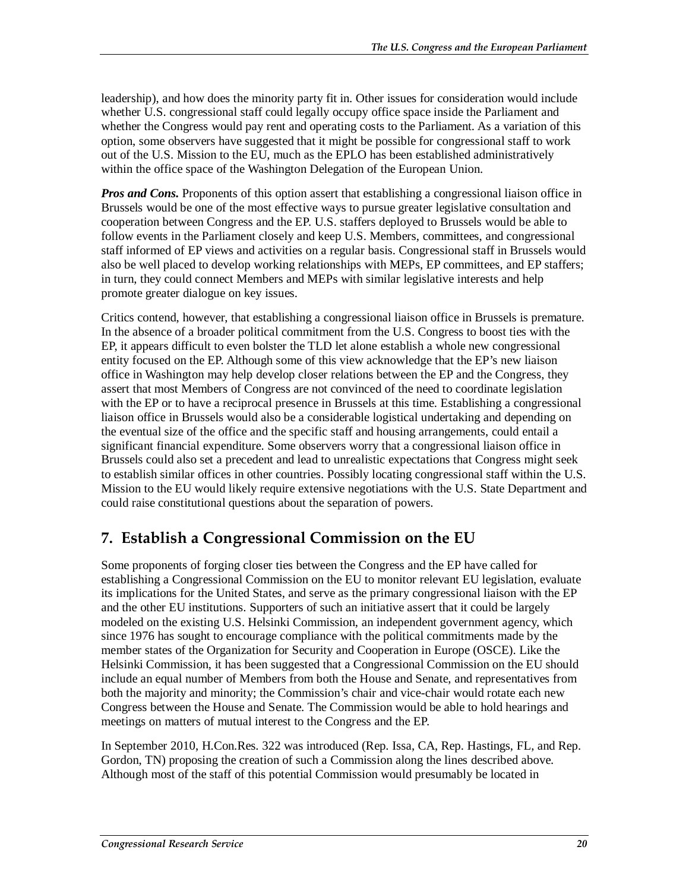leadership), and how does the minority party fit in. Other issues for consideration would include whether U.S. congressional staff could legally occupy office space inside the Parliament and whether the Congress would pay rent and operating costs to the Parliament. As a variation of this option, some observers have suggested that it might be possible for congressional staff to work out of the U.S. Mission to the EU, much as the EPLO has been established administratively within the office space of the Washington Delegation of the European Union.

***Pros and Cons.*** Proponents of this option assert that establishing a congressional liaison office in Brussels would be one of the most effective ways to pursue greater legislative consultation and cooperation between Congress and the EP. U.S. staffers deployed to Brussels would be able to follow events in the Parliament closely and keep U.S. Members, committees, and congressional staff informed of EP views and activities on a regular basis. Congressional staff in Brussels would also be well placed to develop working relationships with MEPs, EP committees, and EP staffers; in turn, they could connect Members and MEPs with similar legislative interests and help promote greater dialogue on key issues.

Critics contend, however, that establishing a congressional liaison office in Brussels is premature. In the absence of a broader political commitment from the U.S. Congress to boost ties with the EP, it appears difficult to even bolster the TLD let alone establish a whole new congressional entity focused on the EP. Although some of this view acknowledge that the EP's new liaison office in Washington may help develop closer relations between the EP and the Congress, they assert that most Members of Congress are not convinced of the need to coordinate legislation with the EP or to have a reciprocal presence in Brussels at this time. Establishing a congressional liaison office in Brussels would also be a considerable logistical undertaking and depending on the eventual size of the office and the specific staff and housing arrangements, could entail a significant financial expenditure. Some observers worry that a congressional liaison office in Brussels could also set a precedent and lead to unrealistic expectations that Congress might seek to establish similar offices in other countries. Possibly locating congressional staff within the U.S. Mission to the EU would likely require extensive negotiations with the U.S. State Department and could raise constitutional questions about the separation of powers.

## 7. Establish a Congressional Commission on the EU

Some proponents of forging closer ties between the Congress and the EP have called for establishing a Congressional Commission on the EU to monitor relevant EU legislation, evaluate its implications for the United States, and serve as the primary congressional liaison with the EP and the other EU institutions. Supporters of such an initiative assert that it could be largely modeled on the existing U.S. Helsinki Commission, an independent government agency, which since 1976 has sought to encourage compliance with the political commitments made by the member states of the Organization for Security and Cooperation in Europe (OSCE). Like the Helsinki Commission, it has been suggested that a Congressional Commission on the EU should include an equal number of Members from both the House and Senate, and representatives from both the majority and minority; the Commission's chair and vice-chair would rotate each new Congress between the House and Senate. The Commission would be able to hold hearings and meetings on matters of mutual interest to the Congress and the EP.

In September 2010, H.Con.Res. 322 was introduced (Rep. Issa, CA, Rep. Hastings, FL, and Rep. Gordon, TN) proposing the creation of such a Commission along the lines described above. Although most of the staff of this potential Commission would presumably be located in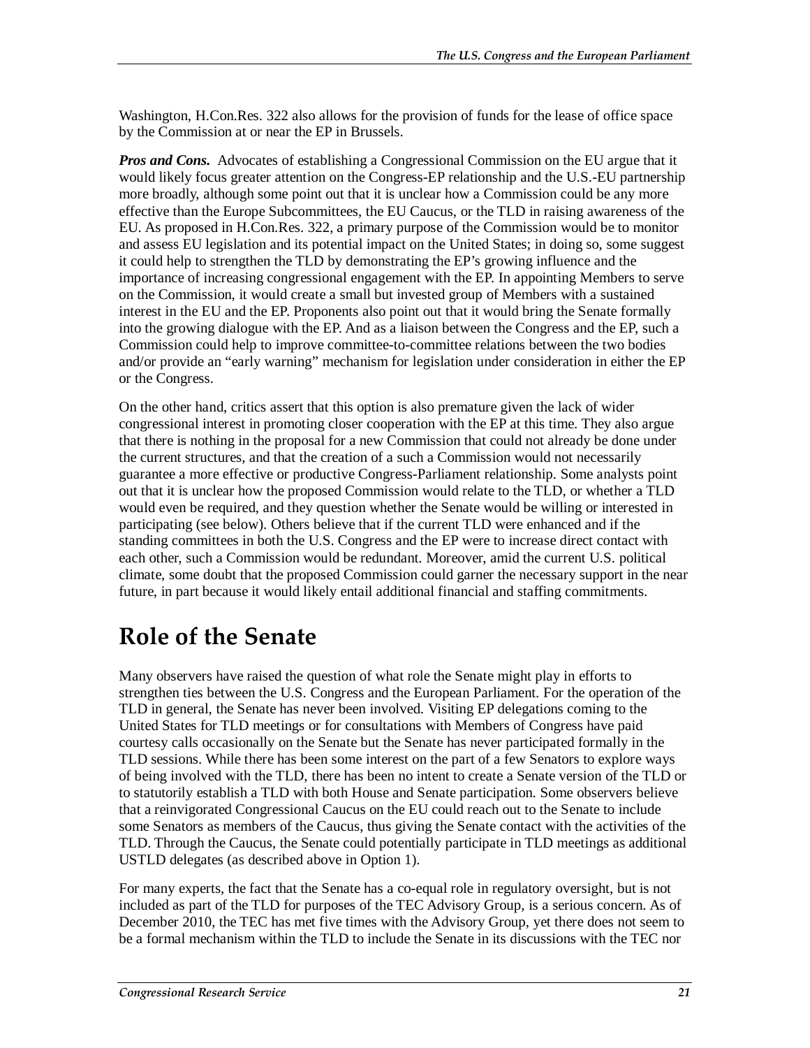Washington, H.Con.Res. 322 also allows for the provision of funds for the lease of office space by the Commission at or near the EP in Brussels.

***Pros and Cons.*** Advocates of establishing a Congressional Commission on the EU argue that it would likely focus greater attention on the Congress-EP relationship and the U.S.-EU partnership more broadly, although some point out that it is unclear how a Commission could be any more effective than the Europe Subcommittees, the EU Caucus, or the TLD in raising awareness of the EU. As proposed in H.Con.Res. 322, a primary purpose of the Commission would be to monitor and assess EU legislation and its potential impact on the United States; in doing so, some suggest it could help to strengthen the TLD by demonstrating the EP's growing influence and the importance of increasing congressional engagement with the EP. In appointing Members to serve on the Commission, it would create a small but invested group of Members with a sustained interest in the EU and the EP. Proponents also point out that it would bring the Senate formally into the growing dialogue with the EP. And as a liaison between the Congress and the EP, such a Commission could help to improve committee-to-committee relations between the two bodies and/or provide an "early warning" mechanism for legislation under consideration in either the EP or the Congress.

On the other hand, critics assert that this option is also premature given the lack of wider congressional interest in promoting closer cooperation with the EP at this time. They also argue that there is nothing in the proposal for a new Commission that could not already be done under the current structures, and that the creation of a such a Commission would not necessarily guarantee a more effective or productive Congress-Parliament relationship. Some analysts point out that it is unclear how the proposed Commission would relate to the TLD, or whether a TLD would even be required, and they question whether the Senate would be willing or interested in participating (see below). Others believe that if the current TLD were enhanced and if the standing committees in both the U.S. Congress and the EP were to increase direct contact with each other, such a Commission would be redundant. Moreover, amid the current U.S. political climate, some doubt that the proposed Commission could garner the necessary support in the near future, in part because it would likely entail additional financial and staffing commitments.

# Role of the Senate

Many observers have raised the question of what role the Senate might play in efforts to strengthen ties between the U.S. Congress and the European Parliament. For the operation of the TLD in general, the Senate has never been involved. Visiting EP delegations coming to the United States for TLD meetings or for consultations with Members of Congress have paid courtesy calls occasionally on the Senate but the Senate has never participated formally in the TLD sessions. While there has been some interest on the part of a few Senators to explore ways of being involved with the TLD, there has been no intent to create a Senate version of the TLD or to statutorily establish a TLD with both House and Senate participation. Some observers believe that a reinvigorated Congressional Caucus on the EU could reach out to the Senate to include some Senators as members of the Caucus, thus giving the Senate contact with the activities of the TLD. Through the Caucus, the Senate could potentially participate in TLD meetings as additional USTLD delegates (as described above in Option 1).

For many experts, the fact that the Senate has a co-equal role in regulatory oversight, but is not included as part of the TLD for purposes of the TEC Advisory Group, is a serious concern. As of December 2010, the TEC has met five times with the Advisory Group, yet there does not seem to be a formal mechanism within the TLD to include the Senate in its discussions with the TEC nor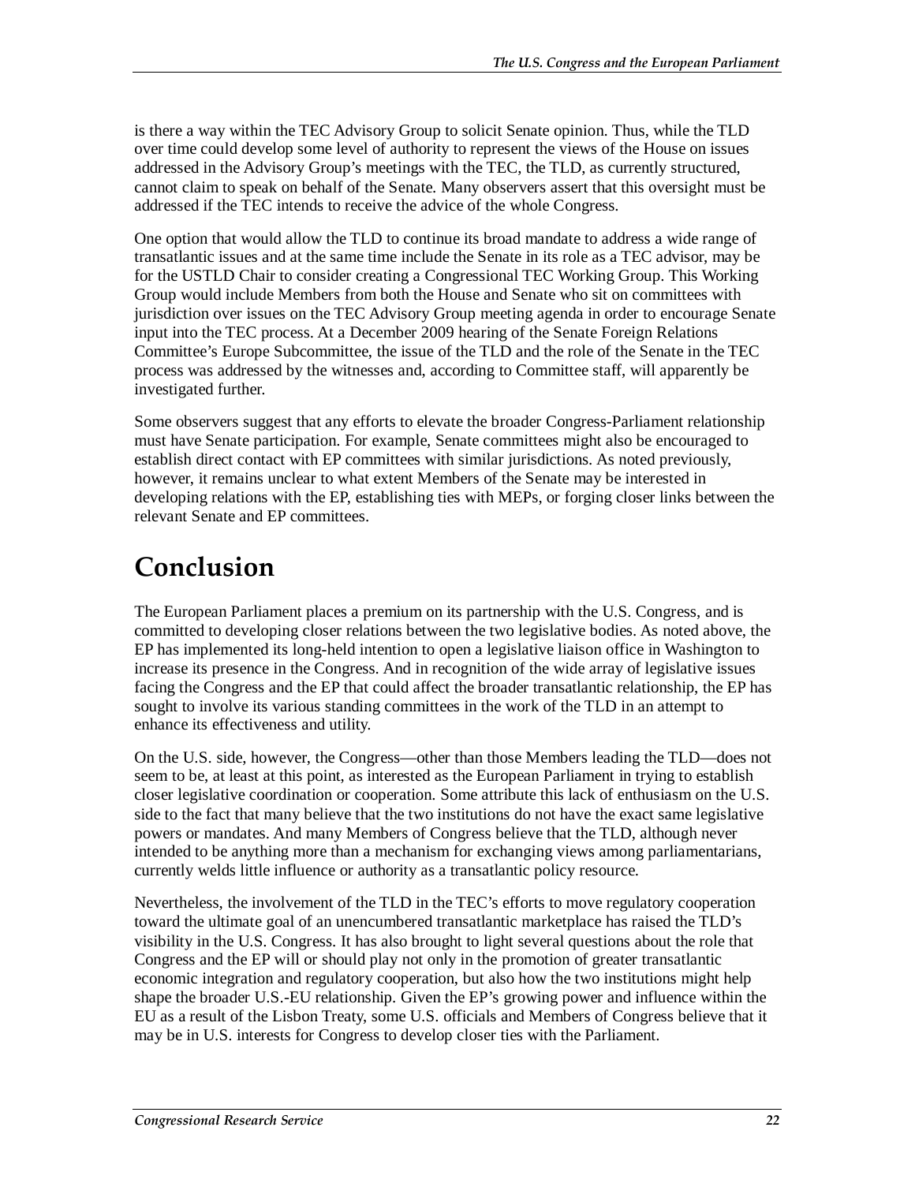is there a way within the TEC Advisory Group to solicit Senate opinion. Thus, while the TLD over time could develop some level of authority to represent the views of the House on issues addressed in the Advisory Group's meetings with the TEC, the TLD, as currently structured, cannot claim to speak on behalf of the Senate. Many observers assert that this oversight must be addressed if the TEC intends to receive the advice of the whole Congress.

One option that would allow the TLD to continue its broad mandate to address a wide range of transatlantic issues and at the same time include the Senate in its role as a TEC advisor, may be for the USTLD Chair to consider creating a Congressional TEC Working Group. This Working Group would include Members from both the House and Senate who sit on committees with jurisdiction over issues on the TEC Advisory Group meeting agenda in order to encourage Senate input into the TEC process. At a December 2009 hearing of the Senate Foreign Relations Committee's Europe Subcommittee, the issue of the TLD and the role of the Senate in the TEC process was addressed by the witnesses and, according to Committee staff, will apparently be investigated further.

Some observers suggest that any efforts to elevate the broader Congress-Parliament relationship must have Senate participation. For example, Senate committees might also be encouraged to establish direct contact with EP committees with similar jurisdictions. As noted previously, however, it remains unclear to what extent Members of the Senate may be interested in developing relations with the EP, establishing ties with MEPs, or forging closer links between the relevant Senate and EP committees.

# Conclusion

The European Parliament places a premium on its partnership with the U.S. Congress, and is committed to developing closer relations between the two legislative bodies. As noted above, the EP has implemented its long-held intention to open a legislative liaison office in Washington to increase its presence in the Congress. And in recognition of the wide array of legislative issues facing the Congress and the EP that could affect the broader transatlantic relationship, the EP has sought to involve its various standing committees in the work of the TLD in an attempt to enhance its effectiveness and utility.

On the U.S. side, however, the Congress—other than those Members leading the TLD—does not seem to be, at least at this point, as interested as the European Parliament in trying to establish closer legislative coordination or cooperation. Some attribute this lack of enthusiasm on the U.S. side to the fact that many believe that the two institutions do not have the exact same legislative powers or mandates. And many Members of Congress believe that the TLD, although never intended to be anything more than a mechanism for exchanging views among parliamentarians, currently welds little influence or authority as a transatlantic policy resource.

Nevertheless, the involvement of the TLD in the TEC's efforts to move regulatory cooperation toward the ultimate goal of an unencumbered transatlantic marketplace has raised the TLD's visibility in the U.S. Congress. It has also brought to light several questions about the role that Congress and the EP will or should play not only in the promotion of greater transatlantic economic integration and regulatory cooperation, but also how the two institutions might help shape the broader U.S.-EU relationship. Given the EP's growing power and influence within the EU as a result of the Lisbon Treaty, some U.S. officials and Members of Congress believe that it may be in U.S. interests for Congress to develop closer ties with the Parliament.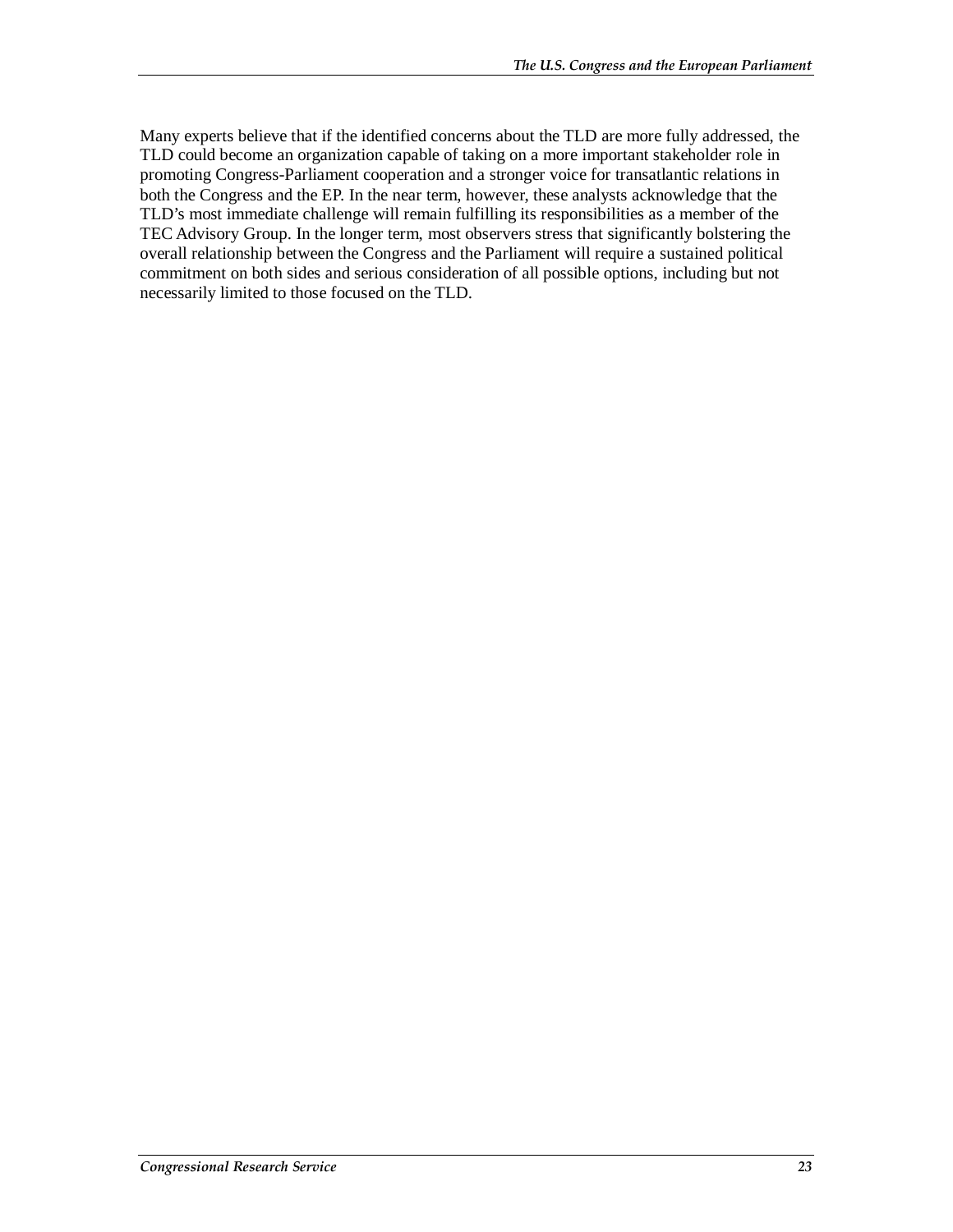Many experts believe that if the identified concerns about the TLD are more fully addressed, the TLD could become an organization capable of taking on a more important stakeholder role in promoting Congress-Parliament cooperation and a stronger voice for transatlantic relations in both the Congress and the EP. In the near term, however, these analysts acknowledge that the TLD's most immediate challenge will remain fulfilling its responsibilities as a member of the TEC Advisory Group. In the longer term, most observers stress that significantly bolstering the overall relationship between the Congress and the Parliament will require a sustained political commitment on both sides and serious consideration of all possible options, including but not necessarily limited to those focused on the TLD.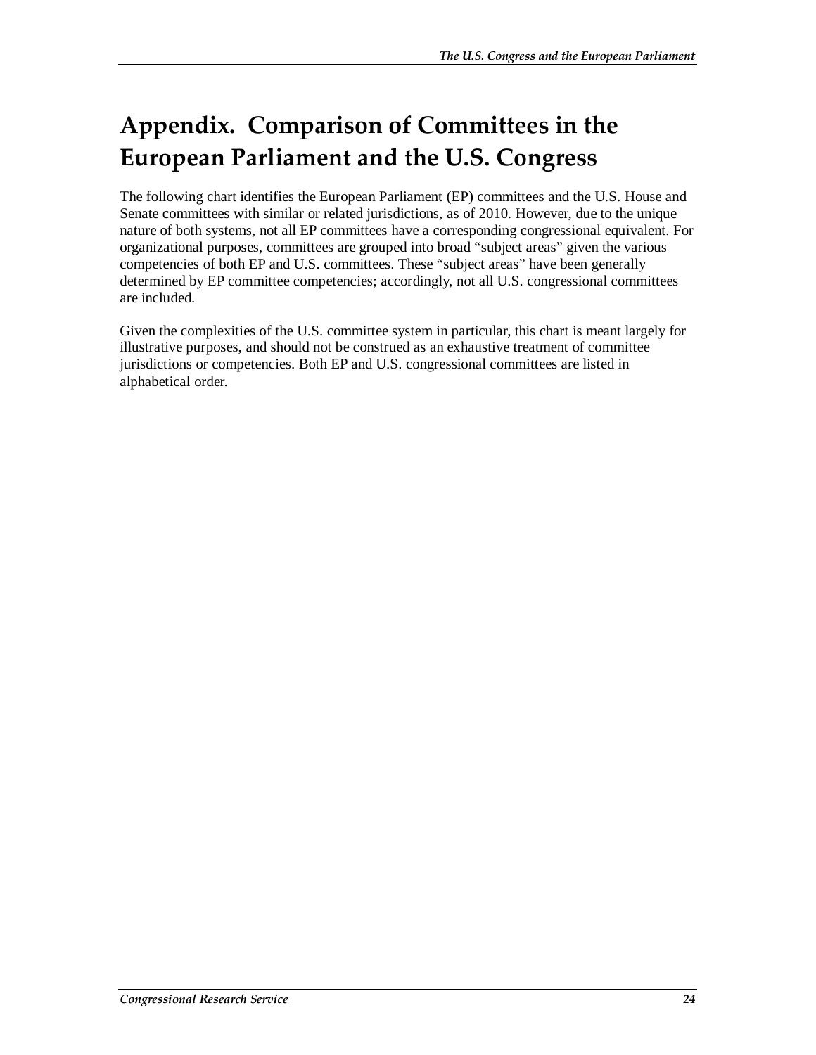# Appendix. Comparison of Committees in the European Parliament and the U.S. Congress

The following chart identifies the European Parliament (EP) committees and the U.S. House and Senate committees with similar or related jurisdictions, as of 2010. However, due to the unique nature of both systems, not all EP committees have a corresponding congressional equivalent. For organizational purposes, committees are grouped into broad "subject areas" given the various competencies of both EP and U.S. committees. These "subject areas" have been generally determined by EP committee competencies; accordingly, not all U.S. congressional committees are included.

Given the complexities of the U.S. committee system in particular, this chart is meant largely for illustrative purposes, and should not be construed as an exhaustive treatment of committee jurisdictions or competencies. Both EP and U.S. congressional committees are listed in alphabetical order.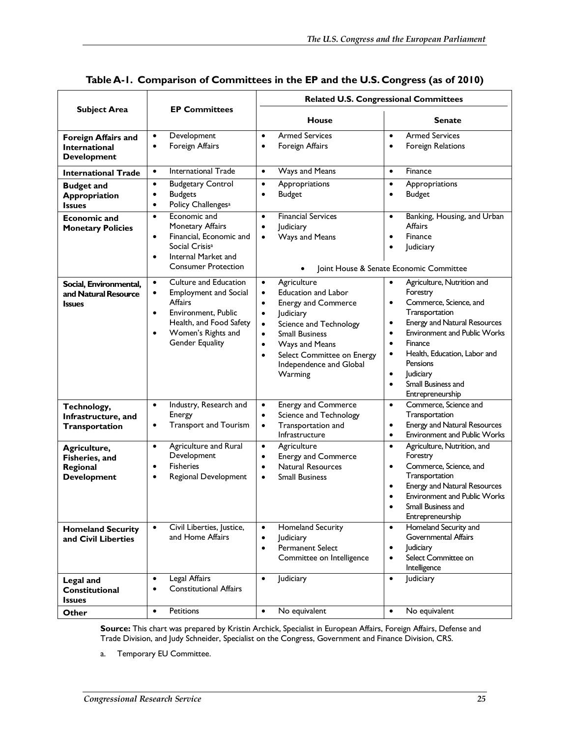**Table A-1. Comparison of Committees in the EP and the U.S. Congress (as of 2010)**

| Subject Area | EP Committees | Related U.S. Congressional Committees | |
|---|---|---|---|
| | | **House** | **Senate** |
| **Foreign Affairs and International Development** | • Development<br>• Foreign Affairs | • Armed Services<br>• Foreign Affairs | • Armed Services<br>• Foreign Relations |
| **International Trade** | • International Trade | • Ways and Means | • Finance |
| **Budget and Appropriation Issues** | • Budgetary Control<br>• Budgets<br>• Policy Challenges[a] | • Appropriations<br>• Budget | • Appropriations<br>• Budget |
| **Economic and Monetary Policies** | • Economic and Monetary Affairs<br>• Financial, Economic and Social Crisis[a]<br>• Internal Market and Consumer Protection | • Financial Services<br>• Judiciary<br>• Ways and Means<br>• Joint House & Senate Economic Committee | • Banking, Housing, and Urban Affairs<br>• Finance<br>• Judiciary<br>• Joint House & Senate Economic Committee |
| **Social, Environmental, and Natural Resource Issues** | • Culture and Education<br>• Employment and Social Affairs<br>• Environment, Public Health, and Food Safety<br>• Women's Rights and Gender Equality | • Agriculture<br>• Education and Labor<br>• Energy and Commerce<br>• Judiciary<br>• Science and Technology<br>• Small Business<br>• Ways and Means<br>• Select Committee on Energy Independence and Global Warming | • Agriculture, Nutrition and Forestry<br>• Commerce, Science, and Transportation<br>• Energy and Natural Resources<br>• Environment and Public Works<br>• Finance<br>• Health, Education, Labor and Pensions<br>• Judiciary<br>• Small Business and Entrepreneurship |
| **Technology, Infrastructure, and Transportation** | • Industry, Research and Energy<br>• Transport and Tourism | • Energy and Commerce<br>• Science and Technology<br>• Transportation and Infrastructure | • Commerce, Science and Transportation<br>• Energy and Natural Resources<br>• Environment and Public Works |
| **Agriculture, Fisheries, and Regional Development** | • Agriculture and Rural Development<br>• Fisheries<br>• Regional Development | • Agriculture<br>• Energy and Commerce<br>• Natural Resources<br>• Small Business | • Agriculture, Nutrition, and Forestry<br>• Commerce, Science, and Transportation<br>• Energy and Natural Resources<br>• Environment and Public Works<br>• Small Business and Entrepreneurship |
| **Homeland Security and Civil Liberties** | • Civil Liberties, Justice, and Home Affairs | • Homeland Security<br>• Judiciary<br>• Permanent Select Committee on Intelligence | • Homeland Security and Governmental Affairs<br>• Judiciary<br>• Select Committee on Intelligence |
| **Legal and Constitutional Issues** | • Legal Affairs<br>• Constitutional Affairs | • Judiciary | • Judiciary |
| **Other** | • Petitions | • No equivalent | • No equivalent |

**Source:** This chart was prepared by Kristin Archick, Specialist in European Affairs, Foreign Affairs, Defense and Trade Division, and Judy Schneider, Specialist on the Congress, Government and Finance Division, CRS.

a. Temporary EU Committee.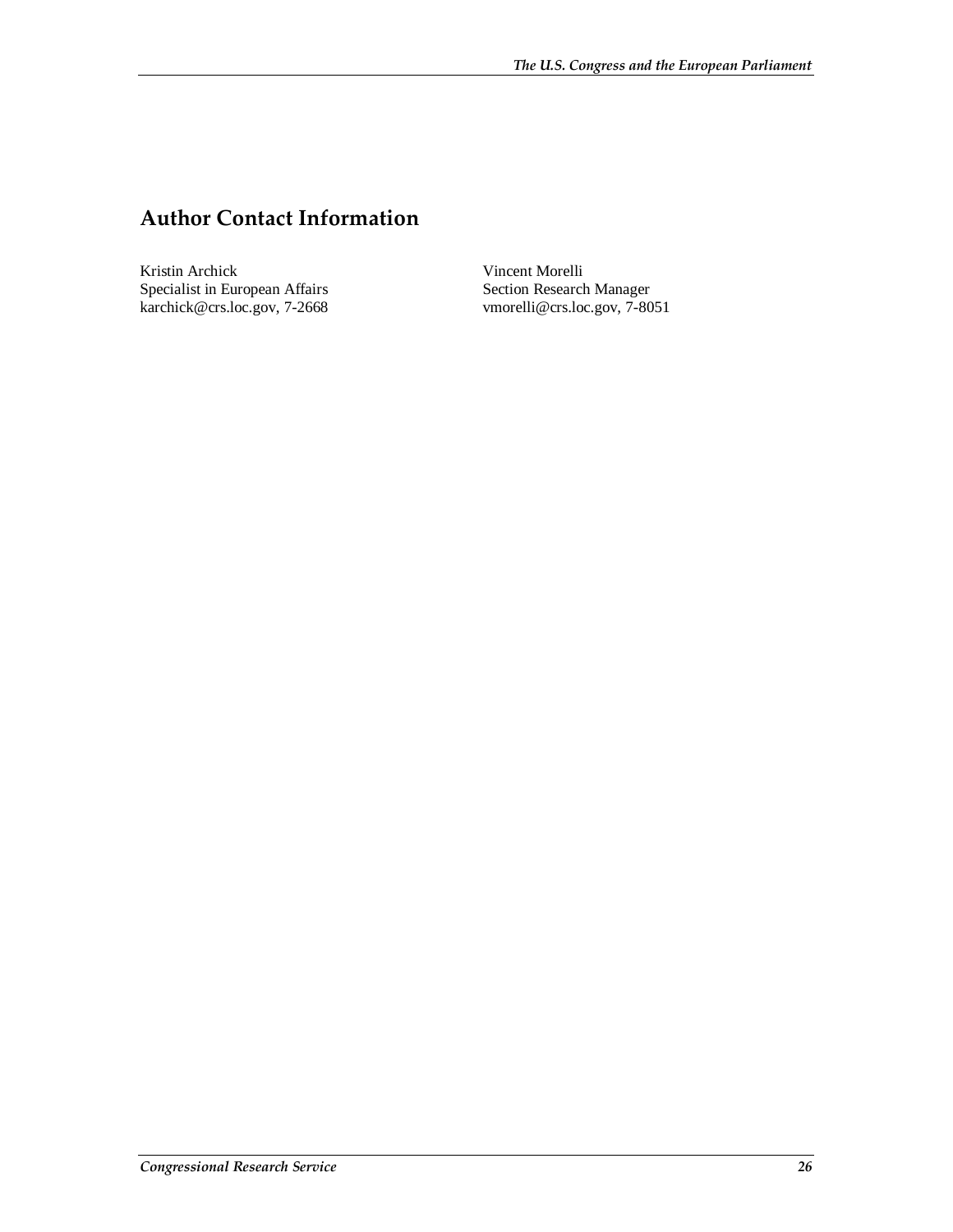## Author Contact Information

Kristin Archick
Specialist in European Affairs
karchick@crs.loc.gov, 7-2668

Vincent Morelli
Section Research Manager
vmorelli@crs.loc.gov, 7-8051